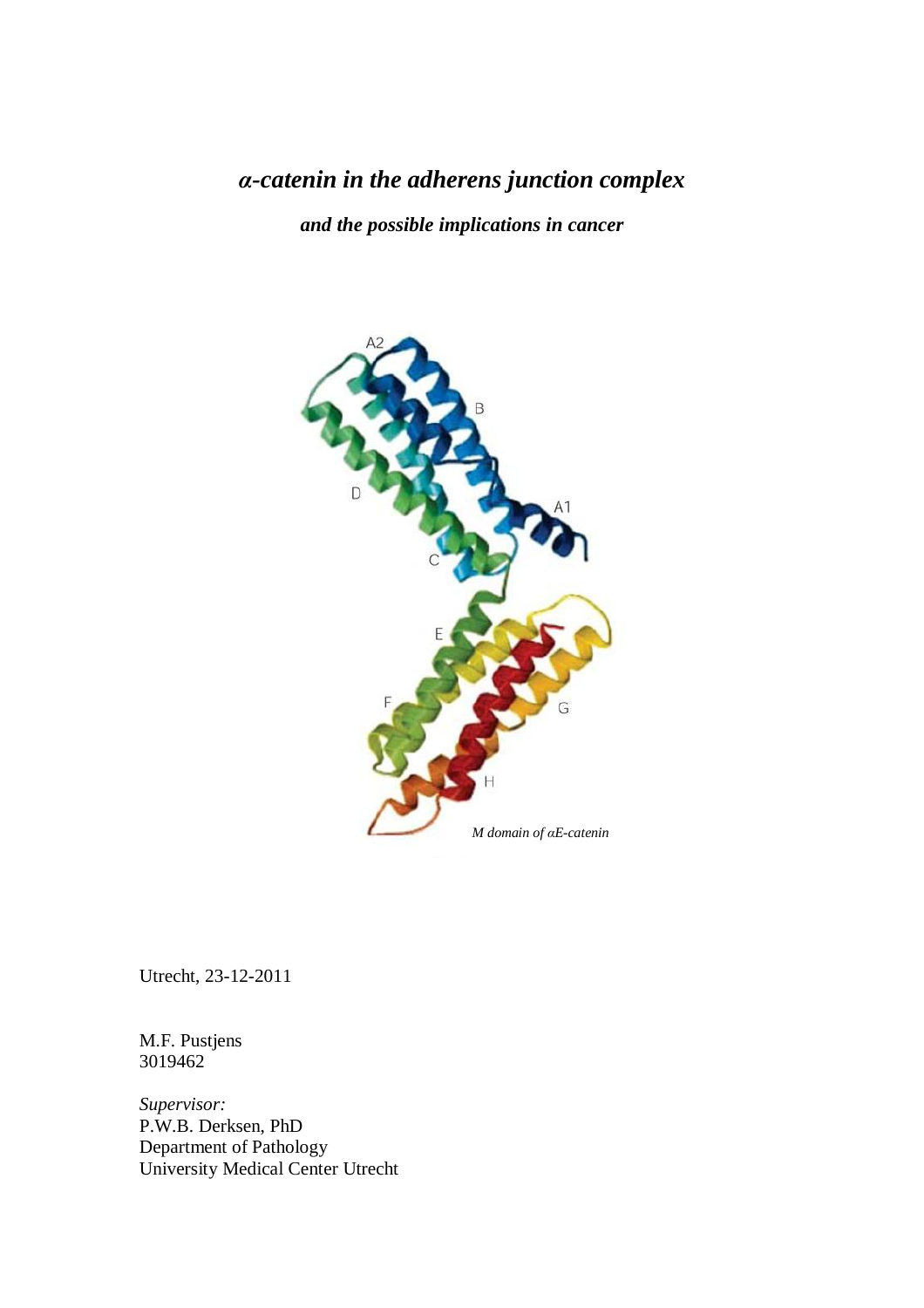# *α-catenin in the adherens junction complex*

***and the possible implications in cancer***

*M domain of αE-catenin*

Utrecht, 23-12-2011

M.F. Pustjens  
3019462

*Supervisor:*  
P.W.B. Derksen, PhD  
Department of Pathology  
University Medical Center Utrecht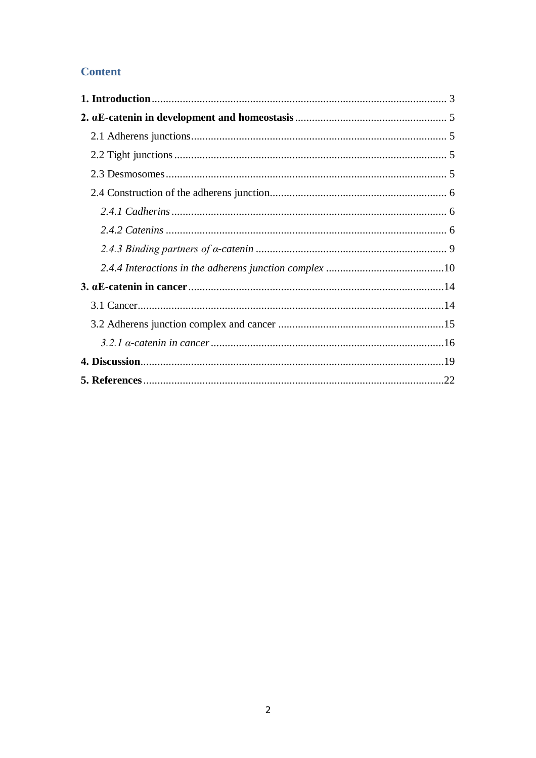## Content

**1. Introduction** ........................................................................................................ 3

**2. αE-catenin in development and homeostasis** ...................................................... 5

2.1 Adherens junctions .......................................................................................... 5

2.2 Tight junctions ................................................................................................ 5

2.3 Desmosomes .................................................................................................... 5

2.4 Construction of the adherens junction.............................................................. 6

*2.4.1 Cadherins* ................................................................................................. 6

*2.4.2 Catenins* ................................................................................................... 6

*2.4.3 Binding partners of α-catenin* ................................................................... 9

*2.4.4 Interactions in the adherens junction complex* ..........................................10

**3. αE-catenin in cancer** ..........................................................................................14

3.1 Cancer............................................................................................................14

3.2 Adherens junction complex and cancer ...........................................................15

*3.2.1 α-catenin in cancer* ..................................................................................16

**4. Discussion**...........................................................................................................19

**5. References** ..........................................................................................................22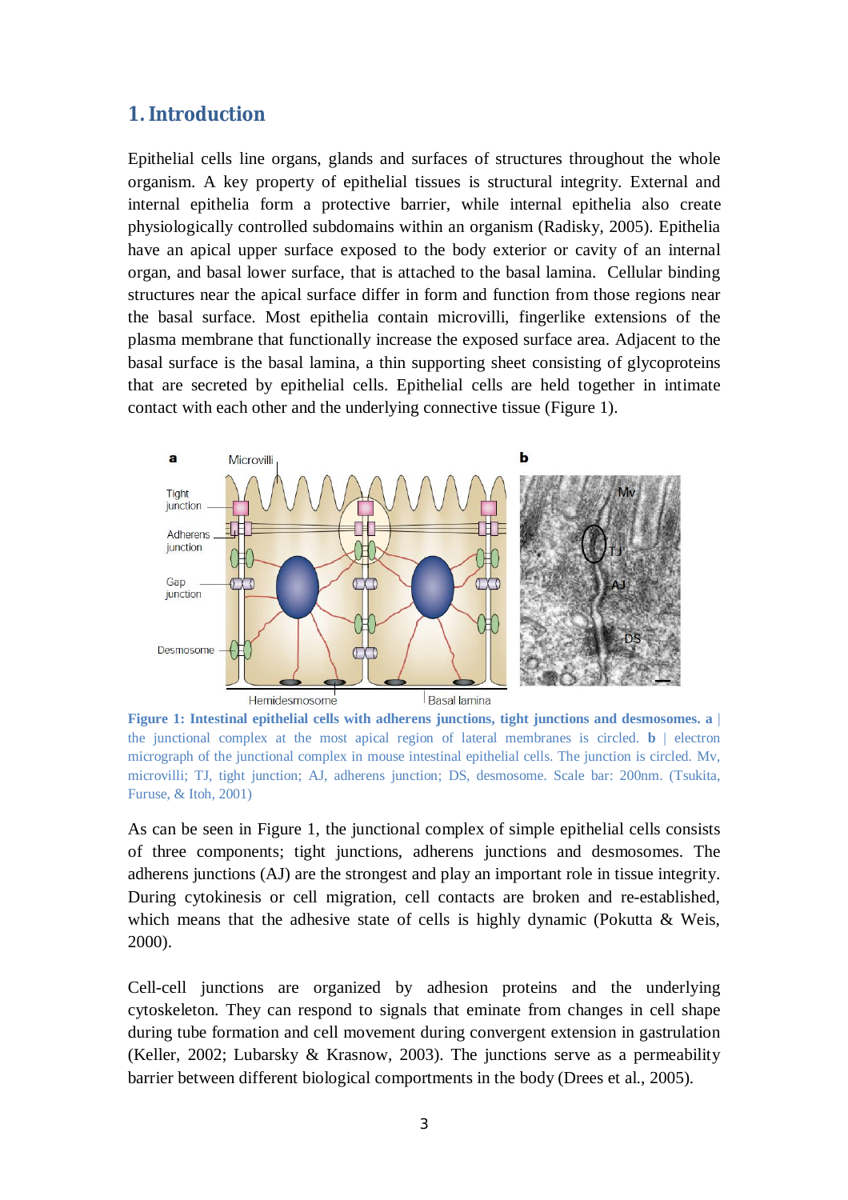# 1. Introduction

Epithelial cells line organs, glands and surfaces of structures throughout the whole organism. A key property of epithelial tissues is structural integrity. External and internal epithelia form a protective barrier, while internal epithelia also create physiologically controlled subdomains within an organism (Radisky, 2005). Epithelia have an apical upper surface exposed to the body exterior or cavity of an internal organ, and basal lower surface, that is attached to the basal lamina. Cellular binding structures near the apical surface differ in form and function from those regions near the basal surface. Most epithelia contain microvilli, fingerlike extensions of the plasma membrane that functionally increase the exposed surface area. Adjacent to the basal surface is the basal lamina, a thin supporting sheet consisting of glycoproteins that are secreted by epithelial cells. Epithelial cells are held together in intimate contact with each other and the underlying connective tissue (Figure 1).

**Figure 1: Intestinal epithelial cells with adherens junctions, tight junctions and desmosomes. a** | the junctional complex at the most apical region of lateral membranes is circled. **b** | electron micrograph of the junctional complex in mouse intestinal epithelial cells. The junction is circled. Mv, microvilli; TJ, tight junction; AJ, adherens junction; DS, desmosome. Scale bar: 200nm. (Tsukita, Furuse, & Itoh, 2001)

As can be seen in Figure 1, the junctional complex of simple epithelial cells consists of three components; tight junctions, adherens junctions and desmosomes. The adherens junctions (AJ) are the strongest and play an important role in tissue integrity. During cytokinesis or cell migration, cell contacts are broken and re-established, which means that the adhesive state of cells is highly dynamic (Pokutta & Weis, 2000).

Cell-cell junctions are organized by adhesion proteins and the underlying cytoskeleton. They can respond to signals that eminate from changes in cell shape during tube formation and cell movement during convergent extension in gastrulation (Keller, 2002; Lubarsky & Krasnow, 2003). The junctions serve as a permeability barrier between different biological comportments in the body (Drees et al., 2005).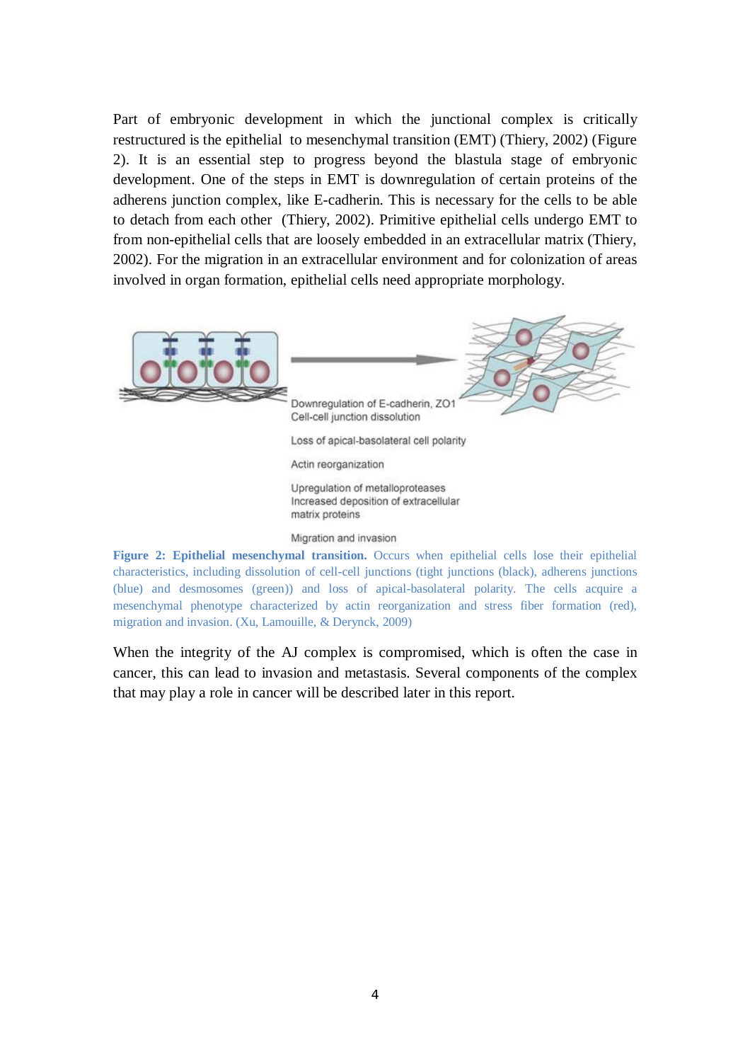Part of embryonic development in which the junctional complex is critically restructured is the epithelial to mesenchymal transition (EMT) (Thiery, 2002) (Figure 2). It is an essential step to progress beyond the blastula stage of embryonic development. One of the steps in EMT is downregulation of certain proteins of the adherens junction complex, like E-cadherin. This is necessary for the cells to be able to detach from each other (Thiery, 2002). Primitive epithelial cells undergo EMT to from non-epithelial cells that are loosely embedded in an extracellular matrix (Thiery, 2002). For the migration in an extracellular environment and for colonization of areas involved in organ formation, epithelial cells need appropriate morphology.

Downregulation of E-cadherin, ZO1
Cell-cell junction dissolution

Loss of apical-basolateral cell polarity

Actin reorganization

Upregulation of metalloproteases
Increased deposition of extracellular matrix proteins

Migration and invasion

**Figure 2: Epithelial mesenchymal transition.** Occurs when epithelial cells lose their epithelial characteristics, including dissolution of cell-cell junctions (tight junctions (black), adherens junctions (blue) and desmosomes (green)) and loss of apical-basolateral polarity. The cells acquire a mesenchymal phenotype characterized by actin reorganization and stress fiber formation (red), migration and invasion. (Xu, Lamouille, & Derynck, 2009)

When the integrity of the AJ complex is compromised, which is often the case in cancer, this can lead to invasion and metastasis. Several components of the complex that may play a role in cancer will be described later in this report.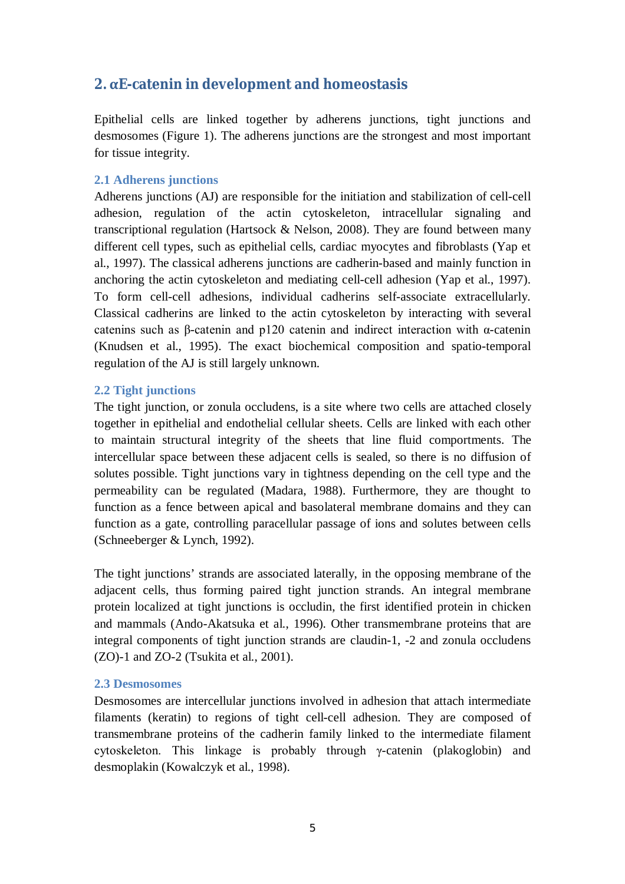## 2. αE-catenin in development and homeostasis

Epithelial cells are linked together by adherens junctions, tight junctions and desmosomes (Figure 1). The adherens junctions are the strongest and most important for tissue integrity.

### 2.1 Adherens junctions

Adherens junctions (AJ) are responsible for the initiation and stabilization of cell-cell adhesion, regulation of the actin cytoskeleton, intracellular signaling and transcriptional regulation (Hartsock & Nelson, 2008). They are found between many different cell types, such as epithelial cells, cardiac myocytes and fibroblasts (Yap et al., 1997). The classical adherens junctions are cadherin-based and mainly function in anchoring the actin cytoskeleton and mediating cell-cell adhesion (Yap et al., 1997). To form cell-cell adhesions, individual cadherins self-associate extracellularly. Classical cadherins are linked to the actin cytoskeleton by interacting with several catenins such as β-catenin and p120 catenin and indirect interaction with α-catenin (Knudsen et al., 1995). The exact biochemical composition and spatio-temporal regulation of the AJ is still largely unknown.

### 2.2 Tight junctions

The tight junction, or zonula occludens, is a site where two cells are attached closely together in epithelial and endothelial cellular sheets. Cells are linked with each other to maintain structural integrity of the sheets that line fluid comportments. The intercellular space between these adjacent cells is sealed, so there is no diffusion of solutes possible. Tight junctions vary in tightness depending on the cell type and the permeability can be regulated (Madara, 1988). Furthermore, they are thought to function as a fence between apical and basolateral membrane domains and they can function as a gate, controlling paracellular passage of ions and solutes between cells (Schneeberger & Lynch, 1992).

The tight junctions' strands are associated laterally, in the opposing membrane of the adjacent cells, thus forming paired tight junction strands. An integral membrane protein localized at tight junctions is occludin, the first identified protein in chicken and mammals (Ando-Akatsuka et al., 1996). Other transmembrane proteins that are integral components of tight junction strands are claudin-1, -2 and zonula occludens (ZO)-1 and ZO-2 (Tsukita et al., 2001).

### 2.3 Desmosomes

Desmosomes are intercellular junctions involved in adhesion that attach intermediate filaments (keratin) to regions of tight cell-cell adhesion. They are composed of transmembrane proteins of the cadherin family linked to the intermediate filament cytoskeleton. This linkage is probably through γ-catenin (plakoglobin) and desmoplakin (Kowalczyk et al., 1998).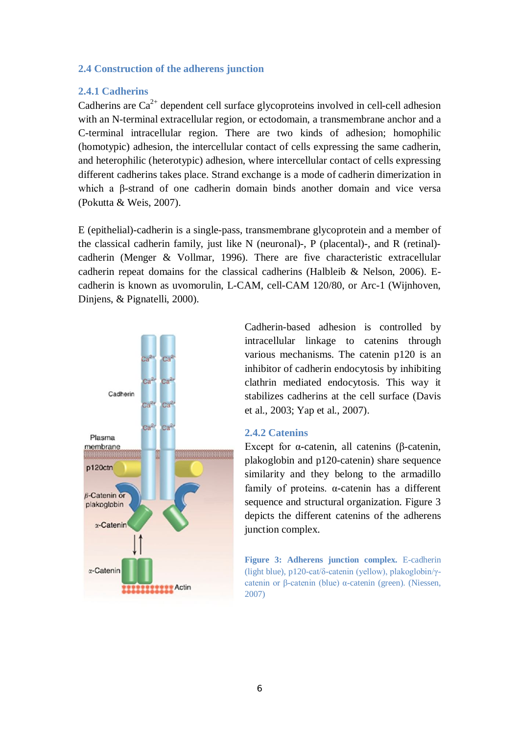## 2.4 Construction of the adherens junction

### 2.4.1 Cadherins

Cadherins are $Ca^{2+}$ dependent cell surface glycoproteins involved in cell-cell adhesion with an N-terminal extracellular region, or ectodomain, a transmembrane anchor and a C-terminal intracellular region. There are two kinds of adhesion; homophilic (homotypic) adhesion, the intercellular contact of cells expressing the same cadherin, and heterophilic (heterotypic) adhesion, where intercellular contact of cells expressing different cadherins takes place. Strand exchange is a mode of cadherin dimerization in which a β-strand of one cadherin domain binds another domain and vice versa (Pokutta & Weis, 2007).

E (epithelial)-cadherin is a single-pass, transmembrane glycoprotein and a member of the classical cadherin family, just like N (neuronal)-, P (placental)-, and R (retinal)-cadherin (Menger & Vollmar, 1996). There are five characteristic extracellular cadherin repeat domains for the classical cadherins (Halbleib & Nelson, 2006). E-cadherin is known as uvomorulin, L-CAM, cell-CAM 120/80, or Arc-1 (Wijnhoven, Dinjens, & Pignatelli, 2000).

Cadherin-based adhesion is controlled by intracellular linkage to catenins through various mechanisms. The catenin p120 is an inhibitor of cadherin endocytosis by inhibiting clathrin mediated endocytosis. This way it stabilizes cadherins at the cell surface (Davis et al., 2003; Yap et al., 2007).

### 2.4.2 Catenins

Except for α-catenin, all catenins (β-catenin, plakoglobin and p120-catenin) share sequence similarity and they belong to the armadillo family of proteins. α-catenin has a different sequence and structural organization. Figure 3 depicts the different catenins of the adherens junction complex.

**Figure 3: Adherens junction complex.** E-cadherin (light blue), p120-cat/δ-catenin (yellow), plakoglobin/γ-catenin or β-catenin (blue) α-catenin (green). (Niessen, 2007)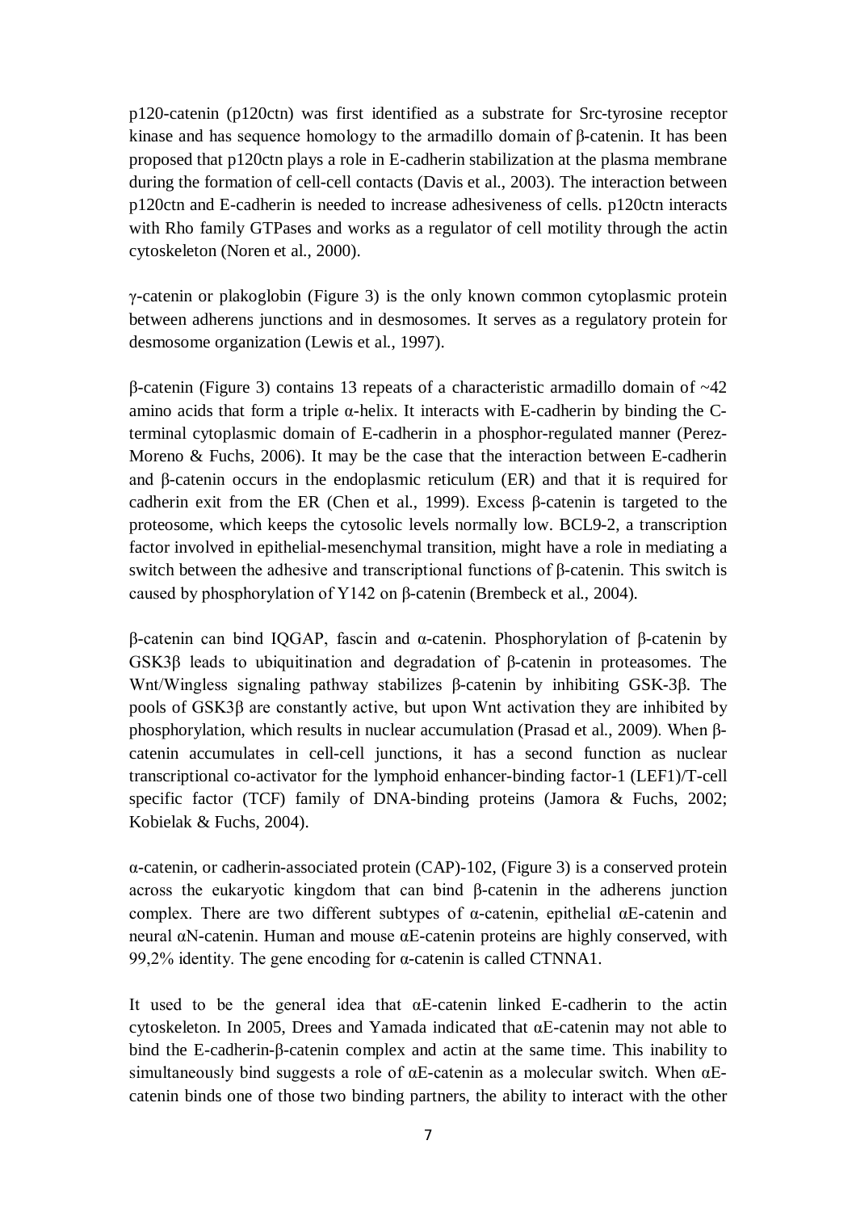p120-catenin (p120ctn) was first identified as a substrate for Src-tyrosine receptor kinase and has sequence homology to the armadillo domain of β-catenin. It has been proposed that p120ctn plays a role in E-cadherin stabilization at the plasma membrane during the formation of cell-cell contacts (Davis et al., 2003). The interaction between p120ctn and E-cadherin is needed to increase adhesiveness of cells. p120ctn interacts with Rho family GTPases and works as a regulator of cell motility through the actin cytoskeleton (Noren et al., 2000).

γ-catenin or plakoglobin (Figure 3) is the only known common cytoplasmic protein between adherens junctions and in desmosomes. It serves as a regulatory protein for desmosome organization (Lewis et al., 1997).

β-catenin (Figure 3) contains 13 repeats of a characteristic armadillo domain of ~42 amino acids that form a triple α-helix. It interacts with E-cadherin by binding the C-terminal cytoplasmic domain of E-cadherin in a phosphor-regulated manner (Perez-Moreno & Fuchs, 2006). It may be the case that the interaction between E-cadherin and β-catenin occurs in the endoplasmic reticulum (ER) and that it is required for cadherin exit from the ER (Chen et al., 1999). Excess β-catenin is targeted to the proteosome, which keeps the cytosolic levels normally low. BCL9-2, a transcription factor involved in epithelial-mesenchymal transition, might have a role in mediating a switch between the adhesive and transcriptional functions of β-catenin. This switch is caused by phosphorylation of Y142 on β-catenin (Brembeck et al., 2004).

β-catenin can bind IQGAP, fascin and α-catenin. Phosphorylation of β-catenin by GSK3β leads to ubiquitination and degradation of β-catenin in proteasomes. The Wnt/Wingless signaling pathway stabilizes β-catenin by inhibiting GSK-3β. The pools of GSK3β are constantly active, but upon Wnt activation they are inhibited by phosphorylation, which results in nuclear accumulation (Prasad et al., 2009). When β-catenin accumulates in cell-cell junctions, it has a second function as nuclear transcriptional co-activator for the lymphoid enhancer-binding factor-1 (LEF1)/T-cell specific factor (TCF) family of DNA-binding proteins (Jamora & Fuchs, 2002; Kobielak & Fuchs, 2004).

α-catenin, or cadherin-associated protein (CAP)-102, (Figure 3) is a conserved protein across the eukaryotic kingdom that can bind β-catenin in the adherens junction complex. There are two different subtypes of α-catenin, epithelial αE-catenin and neural αN-catenin. Human and mouse αE-catenin proteins are highly conserved, with 99,2% identity. The gene encoding for α-catenin is called CTNNA1.

It used to be the general idea that αE-catenin linked E-cadherin to the actin cytoskeleton. In 2005, Drees and Yamada indicated that αE-catenin may not able to bind the E-cadherin-β-catenin complex and actin at the same time. This inability to simultaneously bind suggests a role of αE-catenin as a molecular switch. When αE-catenin binds one of those two binding partners, the ability to interact with the other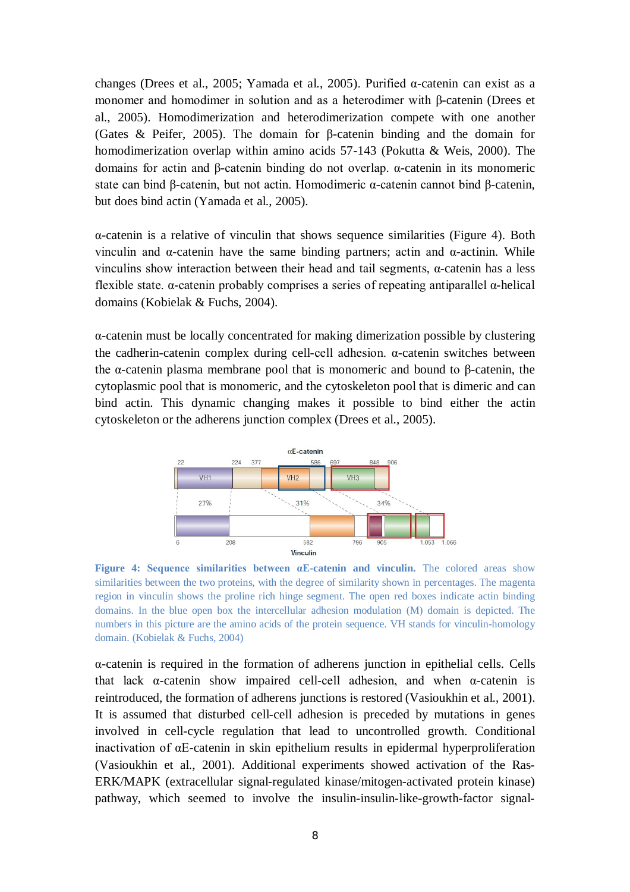changes (Drees et al., 2005; Yamada et al., 2005). Purified α-catenin can exist as a monomer and homodimer in solution and as a heterodimer with β-catenin (Drees et al., 2005). Homodimerization and heterodimerization compete with one another (Gates & Peifer, 2005). The domain for β-catenin binding and the domain for homodimerization overlap within amino acids 57-143 (Pokutta & Weis, 2000). The domains for actin and β-catenin binding do not overlap. α-catenin in its monomeric state can bind β-catenin, but not actin. Homodimeric α-catenin cannot bind β-catenin, but does bind actin (Yamada et al., 2005).

α-catenin is a relative of vinculin that shows sequence similarities (Figure 4). Both vinculin and α-catenin have the same binding partners; actin and α-actinin. While vinculins show interaction between their head and tail segments, α-catenin has a less flexible state. α-catenin probably comprises a series of repeating antiparallel α-helical domains (Kobielak & Fuchs, 2004).

α-catenin must be locally concentrated for making dimerization possible by clustering the cadherin-catenin complex during cell-cell adhesion. α-catenin switches between the α-catenin plasma membrane pool that is monomeric and bound to β-catenin, the cytoplasmic pool that is monomeric, and the cytoskeleton pool that is dimeric and can bind actin. This dynamic changing makes it possible to bind either the actin cytoskeleton or the adherens junction complex (Drees et al., 2005).

**Figure 4: Sequence similarities between αE-catenin and vinculin.** The colored areas show similarities between the two proteins, with the degree of similarity shown in percentages. The magenta region in vinculin shows the proline rich hinge segment. The open red boxes indicate actin binding domains. In the blue open box the intercellular adhesion modulation (M) domain is depicted. The numbers in this picture are the amino acids of the protein sequence. VH stands for vinculin-homology domain. (Kobielak & Fuchs, 2004)

α-catenin is required in the formation of adherens junction in epithelial cells. Cells that lack α-catenin show impaired cell-cell adhesion, and when α-catenin is reintroduced, the formation of adherens junctions is restored (Vasioukhin et al., 2001). It is assumed that disturbed cell-cell adhesion is preceded by mutations in genes involved in cell-cycle regulation that lead to uncontrolled growth. Conditional inactivation of αE-catenin in skin epithelium results in epidermal hyperproliferation (Vasioukhin et al., 2001). Additional experiments showed activation of the Ras-ERK/MAPK (extracellular signal-regulated kinase/mitogen-activated protein kinase) pathway, which seemed to involve the insulin-insulin-like-growth-factor signal-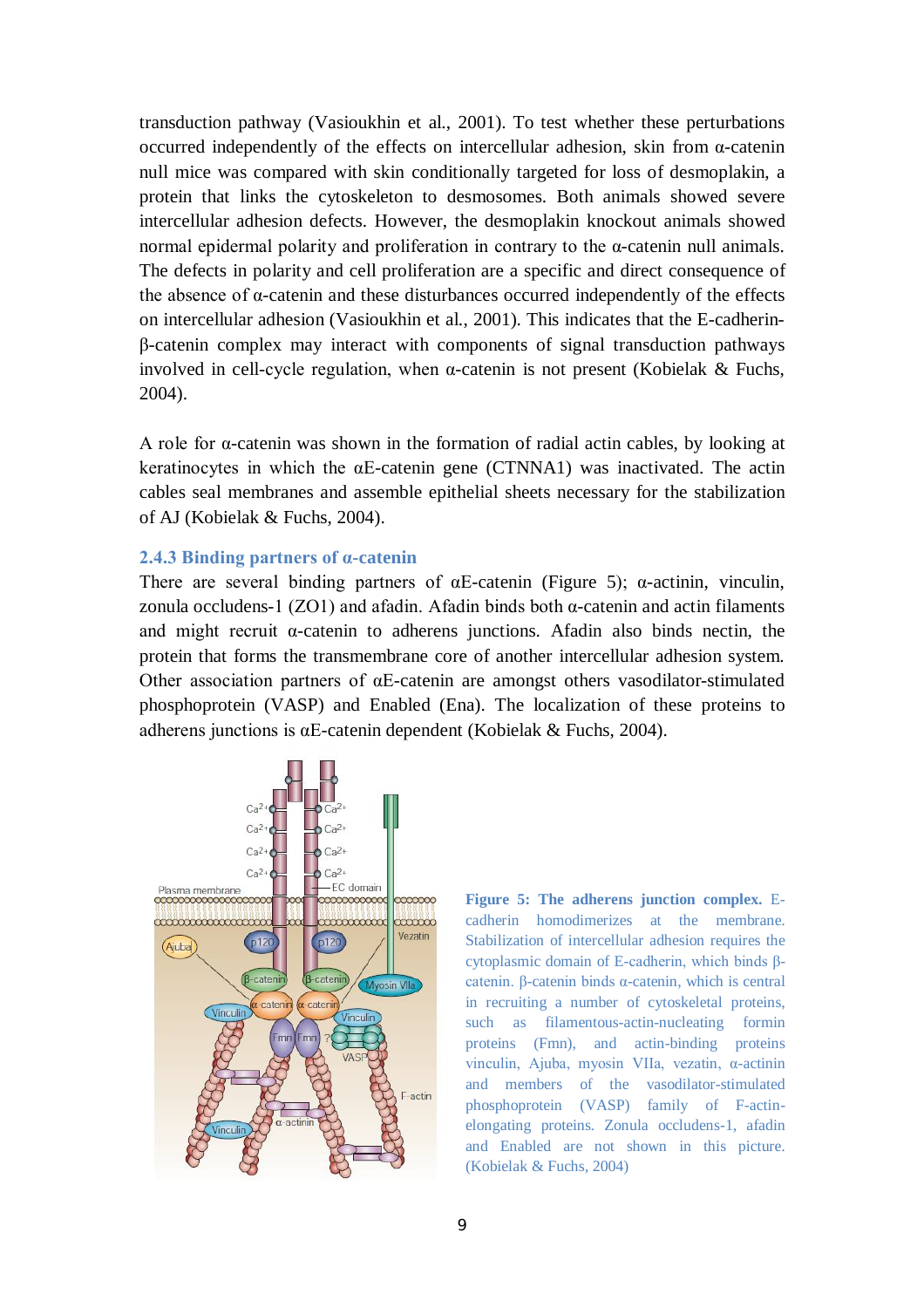transduction pathway (Vasioukhin et al., 2001). To test whether these perturbations occurred independently of the effects on intercellular adhesion, skin from α-catenin null mice was compared with skin conditionally targeted for loss of desmoplakin, a protein that links the cytoskeleton to desmosomes. Both animals showed severe intercellular adhesion defects. However, the desmoplakin knockout animals showed normal epidermal polarity and proliferation in contrary to the α-catenin null animals. The defects in polarity and cell proliferation are a specific and direct consequence of the absence of α-catenin and these disturbances occurred independently of the effects on intercellular adhesion (Vasioukhin et al., 2001). This indicates that the E-cadherin-β-catenin complex may interact with components of signal transduction pathways involved in cell-cycle regulation, when α-catenin is not present (Kobielak & Fuchs, 2004).

A role for α-catenin was shown in the formation of radial actin cables, by looking at keratinocytes in which the αE-catenin gene (CTNNA1) was inactivated. The actin cables seal membranes and assemble epithelial sheets necessary for the stabilization of AJ (Kobielak & Fuchs, 2004).

### 2.4.3 Binding partners of α-catenin

There are several binding partners of αE-catenin (Figure 5); α-actinin, vinculin, zonula occludens-1 (ZO1) and afadin. Afadin binds both α-catenin and actin filaments and might recruit α-catenin to adherens junctions. Afadin also binds nectin, the protein that forms the transmembrane core of another intercellular adhesion system. Other association partners of αE-catenin are amongst others vasodilator-stimulated phosphoprotein (VASP) and Enabled (Ena). The localization of these proteins to adherens junctions is αE-catenin dependent (Kobielak & Fuchs, 2004).

**Figure 5: The adherens junction complex.** E-cadherin homodimerizes at the membrane. Stabilization of intercellular adhesion requires the cytoplasmic domain of E-cadherin, which binds β-catenin. β-catenin binds α-catenin, which is central in recruiting a number of cytoskeletal proteins, such as filamentous-actin-nucleating formin proteins (Fmn), and actin-binding proteins vinculin, Ajuba, myosin VIIa, vezatin, α-actinin and members of the vasodilator-stimulated phosphoprotein (VASP) family of F-actin-elongating proteins. Zonula occludens-1, afadin and Enabled are not shown in this picture. (Kobielak & Fuchs, 2004)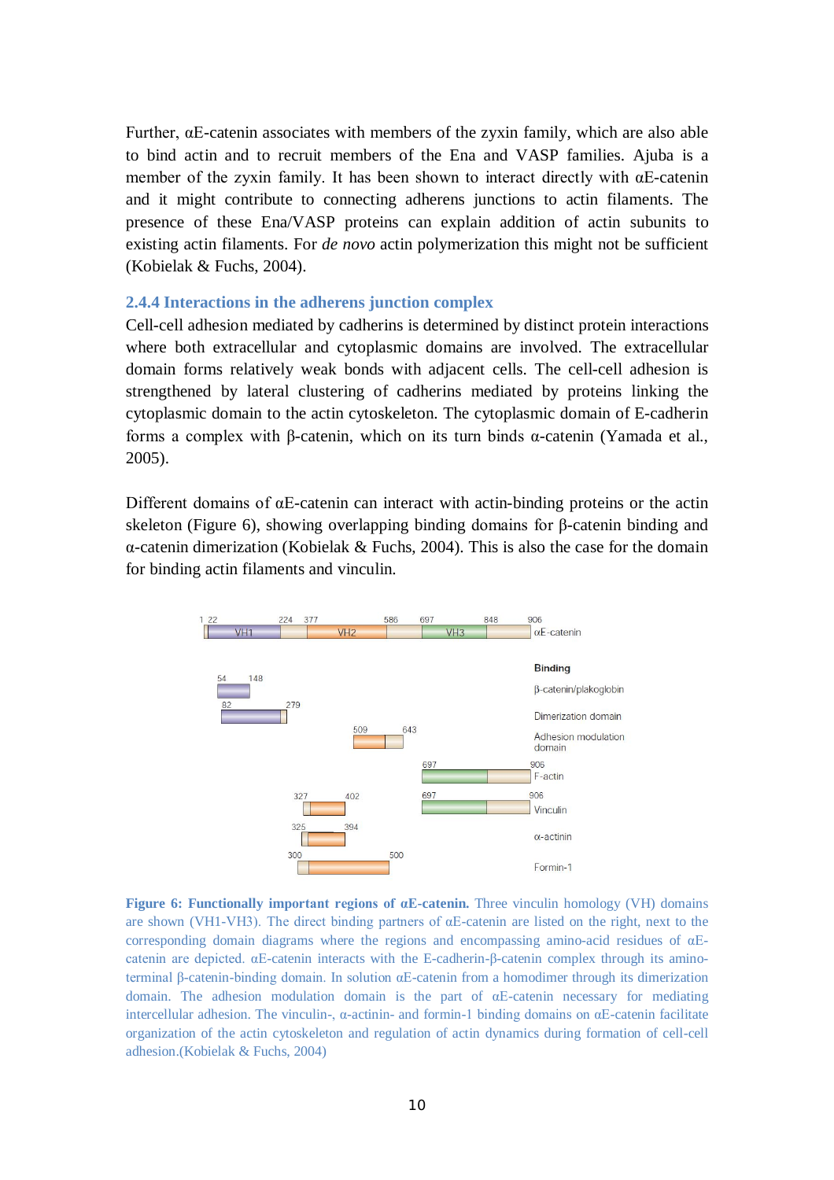Further, αE-catenin associates with members of the zyxin family, which are also able to bind actin and to recruit members of the Ena and VASP families. Ajuba is a member of the zyxin family. It has been shown to interact directly with αE-catenin and it might contribute to connecting adherens junctions to actin filaments. The presence of these Ena/VASP proteins can explain addition of actin subunits to existing actin filaments. For *de novo* actin polymerization this might not be sufficient (Kobielak & Fuchs, 2004).

### 2.4.4 Interactions in the adherens junction complex

Cell-cell adhesion mediated by cadherins is determined by distinct protein interactions where both extracellular and cytoplasmic domains are involved. The extracellular domain forms relatively weak bonds with adjacent cells. The cell-cell adhesion is strengthened by lateral clustering of cadherins mediated by proteins linking the cytoplasmic domain to the actin cytoskeleton. The cytoplasmic domain of E-cadherin forms a complex with β-catenin, which on its turn binds α-catenin (Yamada et al., 2005).

Different domains of αE-catenin can interact with actin-binding proteins or the actin skeleton (Figure 6), showing overlapping binding domains for β-catenin binding and α-catenin dimerization (Kobielak & Fuchs, 2004). This is also the case for the domain for binding actin filaments and vinculin.

**Figure 6: Functionally important regions of αE-catenin.** Three vinculin homology (VH) domains are shown (VH1-VH3). The direct binding partners of αE-catenin are listed on the right, next to the corresponding domain diagrams where the regions and encompassing amino-acid residues of αE-catenin are depicted. αE-catenin interacts with the E-cadherin-β-catenin complex through its amino-terminal β-catenin-binding domain. In solution αE-catenin from a homodimer through its dimerization domain. The adhesion modulation domain is the part of αE-catenin necessary for mediating intercellular adhesion. The vinculin-, α-actinin- and formin-1 binding domains on αE-catenin facilitate organization of the actin cytoskeleton and regulation of actin dynamics during formation of cell-cell adhesion.(Kobielak & Fuchs, 2004)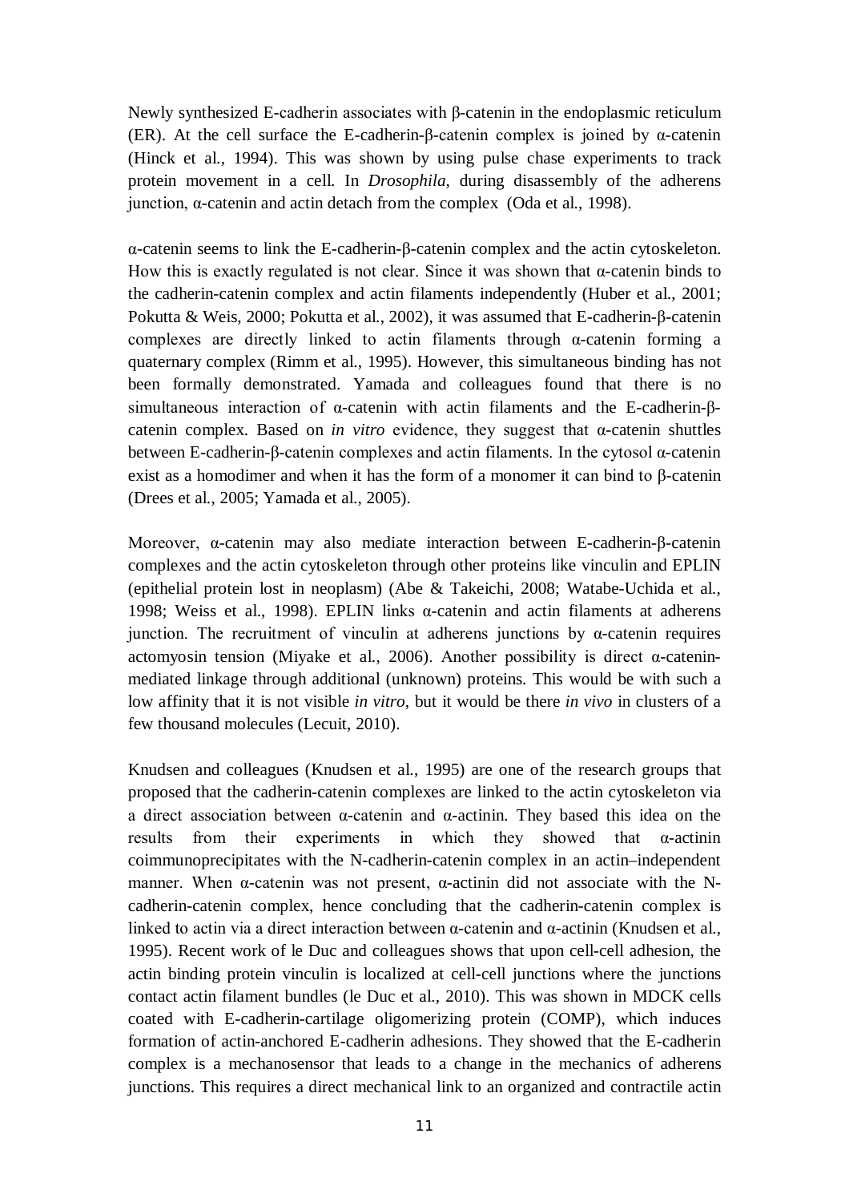Newly synthesized E-cadherin associates with β-catenin in the endoplasmic reticulum (ER). At the cell surface the E-cadherin-β-catenin complex is joined by α-catenin (Hinck et al., 1994). This was shown by using pulse chase experiments to track protein movement in a cell. In *Drosophila*, during disassembly of the adherens junction, α-catenin and actin detach from the complex (Oda et al., 1998).

α-catenin seems to link the E-cadherin-β-catenin complex and the actin cytoskeleton. How this is exactly regulated is not clear. Since it was shown that α-catenin binds to the cadherin-catenin complex and actin filaments independently (Huber et al., 2001; Pokutta & Weis, 2000; Pokutta et al., 2002), it was assumed that E-cadherin-β-catenin complexes are directly linked to actin filaments through α-catenin forming a quaternary complex (Rimm et al., 1995). However, this simultaneous binding has not been formally demonstrated. Yamada and colleagues found that there is no simultaneous interaction of α-catenin with actin filaments and the E-cadherin-β-catenin complex. Based on *in vitro* evidence, they suggest that α-catenin shuttles between E-cadherin-β-catenin complexes and actin filaments. In the cytosol α-catenin exist as a homodimer and when it has the form of a monomer it can bind to β-catenin (Drees et al., 2005; Yamada et al., 2005).

Moreover, α-catenin may also mediate interaction between E-cadherin-β-catenin complexes and the actin cytoskeleton through other proteins like vinculin and EPLIN (epithelial protein lost in neoplasm) (Abe & Takeichi, 2008; Watabe-Uchida et al., 1998; Weiss et al., 1998). EPLIN links α-catenin and actin filaments at adherens junction. The recruitment of vinculin at adherens junctions by α-catenin requires actomyosin tension (Miyake et al., 2006). Another possibility is direct α-catenin-mediated linkage through additional (unknown) proteins. This would be with such a low affinity that it is not visible *in vitro*, but it would be there *in vivo* in clusters of a few thousand molecules (Lecuit, 2010).

Knudsen and colleagues (Knudsen et al., 1995) are one of the research groups that proposed that the cadherin-catenin complexes are linked to the actin cytoskeleton via a direct association between α-catenin and α-actinin. They based this idea on the results from their experiments in which they showed that α-actinin coimmunoprecipitates with the N-cadherin-catenin complex in an actin–independent manner. When α-catenin was not present, α-actinin did not associate with the N-cadherin-catenin complex, hence concluding that the cadherin-catenin complex is linked to actin via a direct interaction between α-catenin and α-actinin (Knudsen et al., 1995). Recent work of le Duc and colleagues shows that upon cell-cell adhesion, the actin binding protein vinculin is localized at cell-cell junctions where the junctions contact actin filament bundles (le Duc et al., 2010). This was shown in MDCK cells coated with E-cadherin-cartilage oligomerizing protein (COMP), which induces formation of actin-anchored E-cadherin adhesions. They showed that the E-cadherin complex is a mechanosensor that leads to a change in the mechanics of adherens junctions. This requires a direct mechanical link to an organized and contractile actin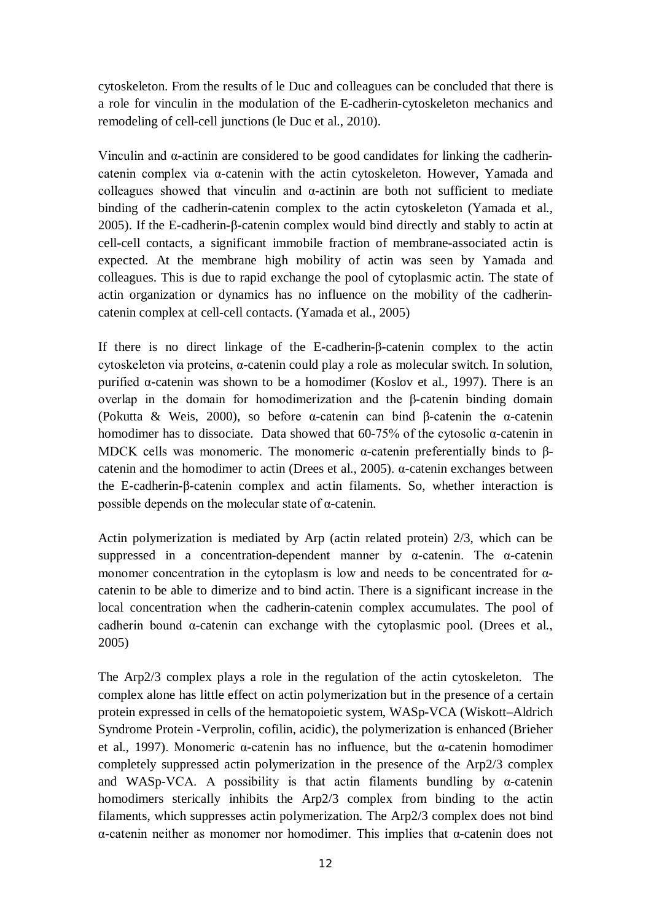cytoskeleton. From the results of le Duc and colleagues can be concluded that there is a role for vinculin in the modulation of the E-cadherin-cytoskeleton mechanics and remodeling of cell-cell junctions (le Duc et al., 2010).

Vinculin and α-actinin are considered to be good candidates for linking the cadherin-catenin complex via α-catenin with the actin cytoskeleton. However, Yamada and colleagues showed that vinculin and α-actinin are both not sufficient to mediate binding of the cadherin-catenin complex to the actin cytoskeleton (Yamada et al., 2005). If the E-cadherin-β-catenin complex would bind directly and stably to actin at cell-cell contacts, a significant immobile fraction of membrane-associated actin is expected. At the membrane high mobility of actin was seen by Yamada and colleagues. This is due to rapid exchange the pool of cytoplasmic actin. The state of actin organization or dynamics has no influence on the mobility of the cadherin-catenin complex at cell-cell contacts. (Yamada et al., 2005)

If there is no direct linkage of the E-cadherin-β-catenin complex to the actin cytoskeleton via proteins, α-catenin could play a role as molecular switch. In solution, purified α-catenin was shown to be a homodimer (Koslov et al., 1997). There is an overlap in the domain for homodimerization and the β-catenin binding domain (Pokutta & Weis, 2000), so before α-catenin can bind β-catenin the α-catenin homodimer has to dissociate. Data showed that 60-75% of the cytosolic α-catenin in MDCK cells was monomeric. The monomeric α-catenin preferentially binds to β-catenin and the homodimer to actin (Drees et al., 2005). α-catenin exchanges between the E-cadherin-β-catenin complex and actin filaments. So, whether interaction is possible depends on the molecular state of α-catenin.

Actin polymerization is mediated by Arp (actin related protein) 2/3, which can be suppressed in a concentration-dependent manner by α-catenin. The α-catenin monomer concentration in the cytoplasm is low and needs to be concentrated for α-catenin to be able to dimerize and to bind actin. There is a significant increase in the local concentration when the cadherin-catenin complex accumulates. The pool of cadherin bound α-catenin can exchange with the cytoplasmic pool. (Drees et al., 2005)

The Arp2/3 complex plays a role in the regulation of the actin cytoskeleton. The complex alone has little effect on actin polymerization but in the presence of a certain protein expressed in cells of the hematopoietic system, WASp-VCA (Wiskott–Aldrich Syndrome Protein -Verprolin, cofilin, acidic), the polymerization is enhanced (Brieher et al., 1997). Monomeric α-catenin has no influence, but the α-catenin homodimer completely suppressed actin polymerization in the presence of the Arp2/3 complex and WASp-VCA. A possibility is that actin filaments bundling by α-catenin homodimers sterically inhibits the Arp2/3 complex from binding to the actin filaments, which suppresses actin polymerization. The Arp2/3 complex does not bind α-catenin neither as monomer nor homodimer. This implies that α-catenin does not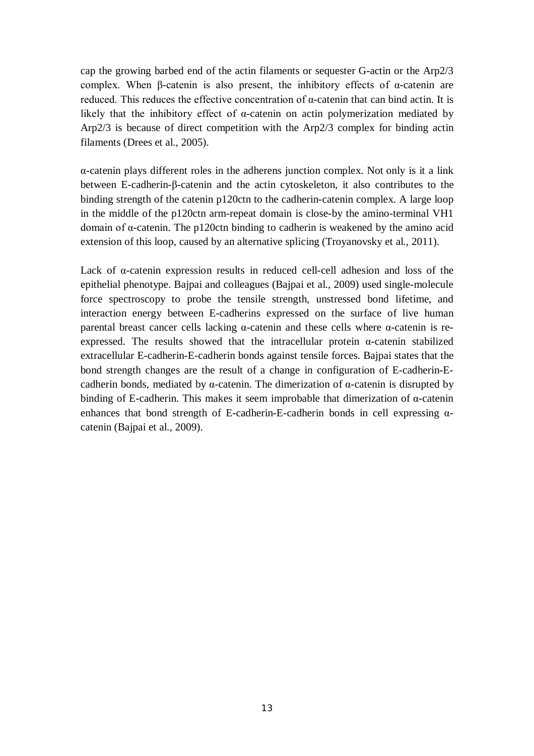cap the growing barbed end of the actin filaments or sequester G-actin or the Arp2/3 complex. When β-catenin is also present, the inhibitory effects of α-catenin are reduced. This reduces the effective concentration of α-catenin that can bind actin. It is likely that the inhibitory effect of α-catenin on actin polymerization mediated by Arp2/3 is because of direct competition with the Arp2/3 complex for binding actin filaments (Drees et al., 2005).

α-catenin plays different roles in the adherens junction complex. Not only is it a link between E-cadherin-β-catenin and the actin cytoskeleton, it also contributes to the binding strength of the catenin p120ctn to the cadherin-catenin complex. A large loop in the middle of the p120ctn arm-repeat domain is close-by the amino-terminal VH1 domain of α-catenin. The p120ctn binding to cadherin is weakened by the amino acid extension of this loop, caused by an alternative splicing (Troyanovsky et al., 2011).

Lack of α-catenin expression results in reduced cell-cell adhesion and loss of the epithelial phenotype. Bajpai and colleagues (Bajpai et al., 2009) used single-molecule force spectroscopy to probe the tensile strength, unstressed bond lifetime, and interaction energy between E-cadherins expressed on the surface of live human parental breast cancer cells lacking α-catenin and these cells where α-catenin is re-expressed. The results showed that the intracellular protein α-catenin stabilized extracellular E-cadherin-E-cadherin bonds against tensile forces. Bajpai states that the bond strength changes are the result of a change in configuration of E-cadherin-E-cadherin bonds, mediated by α-catenin. The dimerization of α-catenin is disrupted by binding of E-cadherin. This makes it seem improbable that dimerization of α-catenin enhances that bond strength of E-cadherin-E-cadherin bonds in cell expressing α-catenin (Bajpai et al., 2009).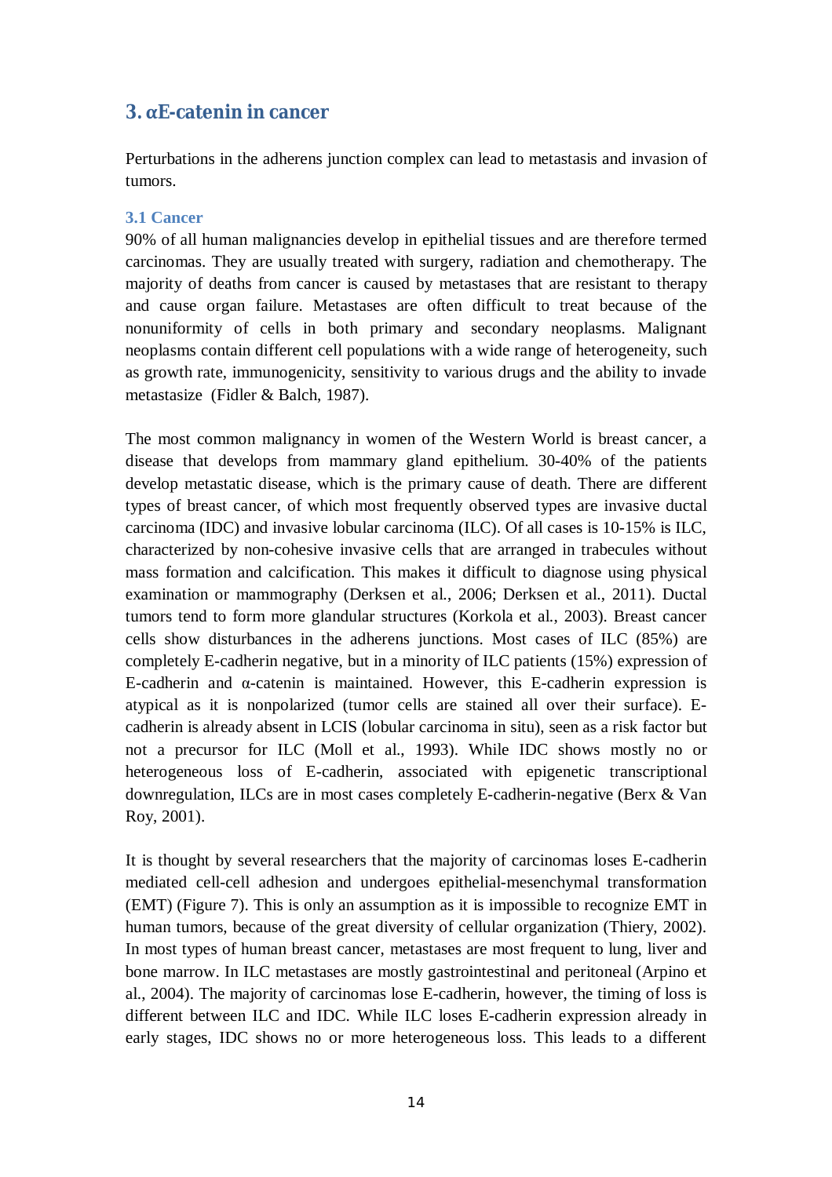## 3. αE-catenin in cancer

Perturbations in the adherens junction complex can lead to metastasis and invasion of tumors.

### 3.1 Cancer

90% of all human malignancies develop in epithelial tissues and are therefore termed carcinomas. They are usually treated with surgery, radiation and chemotherapy. The majority of deaths from cancer is caused by metastases that are resistant to therapy and cause organ failure. Metastases are often difficult to treat because of the nonuniformity of cells in both primary and secondary neoplasms. Malignant neoplasms contain different cell populations with a wide range of heterogeneity, such as growth rate, immunogenicity, sensitivity to various drugs and the ability to invade metastasize (Fidler & Balch, 1987).

The most common malignancy in women of the Western World is breast cancer, a disease that develops from mammary gland epithelium. 30-40% of the patients develop metastatic disease, which is the primary cause of death. There are different types of breast cancer, of which most frequently observed types are invasive ductal carcinoma (IDC) and invasive lobular carcinoma (ILC). Of all cases is 10-15% is ILC, characterized by non-cohesive invasive cells that are arranged in trabecules without mass formation and calcification. This makes it difficult to diagnose using physical examination or mammography (Derksen et al., 2006; Derksen et al., 2011). Ductal tumors tend to form more glandular structures (Korkola et al., 2003). Breast cancer cells show disturbances in the adherens junctions. Most cases of ILC (85%) are completely E-cadherin negative, but in a minority of ILC patients (15%) expression of E-cadherin and α-catenin is maintained. However, this E-cadherin expression is atypical as it is nonpolarized (tumor cells are stained all over their surface). E-cadherin is already absent in LCIS (lobular carcinoma in situ), seen as a risk factor but not a precursor for ILC (Moll et al., 1993). While IDC shows mostly no or heterogeneous loss of E-cadherin, associated with epigenetic transcriptional downregulation, ILCs are in most cases completely E-cadherin-negative (Berx & Van Roy, 2001).

It is thought by several researchers that the majority of carcinomas loses E-cadherin mediated cell-cell adhesion and undergoes epithelial-mesenchymal transformation (EMT) (Figure 7). This is only an assumption as it is impossible to recognize EMT in human tumors, because of the great diversity of cellular organization (Thiery, 2002). In most types of human breast cancer, metastases are most frequent to lung, liver and bone marrow. In ILC metastases are mostly gastrointestinal and peritoneal (Arpino et al., 2004). The majority of carcinomas lose E-cadherin, however, the timing of loss is different between ILC and IDC. While ILC loses E-cadherin expression already in early stages, IDC shows no or more heterogeneous loss. This leads to a different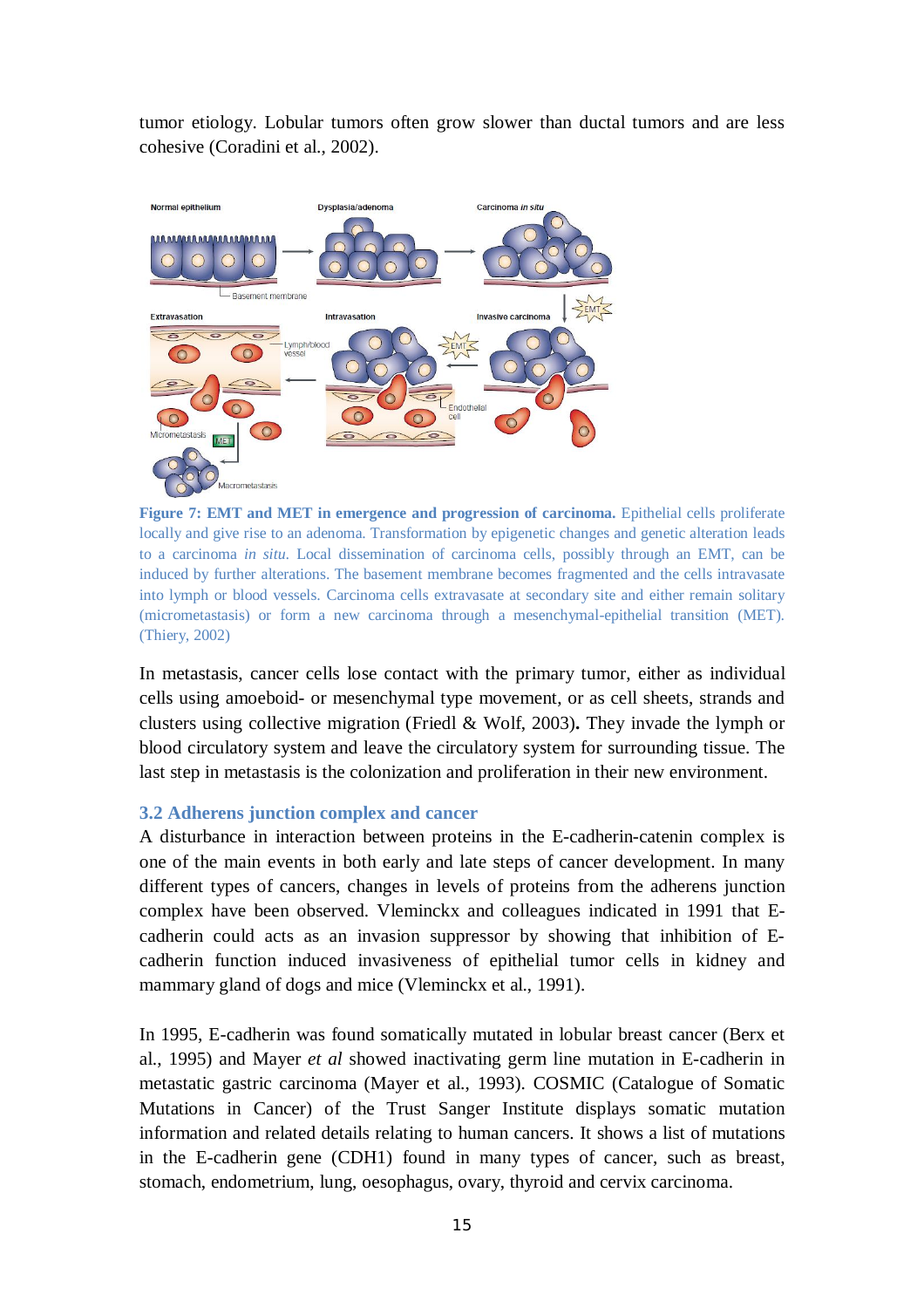tumor etiology. Lobular tumors often grow slower than ductal tumors and are less cohesive (Coradini et al., 2002).

**Figure 7: EMT and MET in emergence and progression of carcinoma.** Epithelial cells proliferate locally and give rise to an adenoma. Transformation by epigenetic changes and genetic alteration leads to a carcinoma *in situ*. Local dissemination of carcinoma cells, possibly through an EMT, can be induced by further alterations. The basement membrane becomes fragmented and the cells intravasate into lymph or blood vessels. Carcinoma cells extravasate at secondary site and either remain solitary (micrometastasis) or form a new carcinoma through a mesenchymal-epithelial transition (MET). (Thiery, 2002)

In metastasis, cancer cells lose contact with the primary tumor, either as individual cells using amoeboid- or mesenchymal type movement, or as cell sheets, strands and clusters using collective migration (Friedl & Wolf, 2003). They invade the lymph or blood circulatory system and leave the circulatory system for surrounding tissue. The last step in metastasis is the colonization and proliferation in their new environment.

### 3.2 Adherens junction complex and cancer

A disturbance in interaction between proteins in the E-cadherin-catenin complex is one of the main events in both early and late steps of cancer development. In many different types of cancers, changes in levels of proteins from the adherens junction complex have been observed. Vleminckx and colleagues indicated in 1991 that E-cadherin could acts as an invasion suppressor by showing that inhibition of E-cadherin function induced invasiveness of epithelial tumor cells in kidney and mammary gland of dogs and mice (Vleminckx et al., 1991).

In 1995, E-cadherin was found somatically mutated in lobular breast cancer (Berx et al., 1995) and Mayer *et al* showed inactivating germ line mutation in E-cadherin in metastatic gastric carcinoma (Mayer et al., 1993). COSMIC (Catalogue of Somatic Mutations in Cancer) of the Trust Sanger Institute displays somatic mutation information and related details relating to human cancers. It shows a list of mutations in the E-cadherin gene (CDH1) found in many types of cancer, such as breast, stomach, endometrium, lung, oesophagus, ovary, thyroid and cervix carcinoma.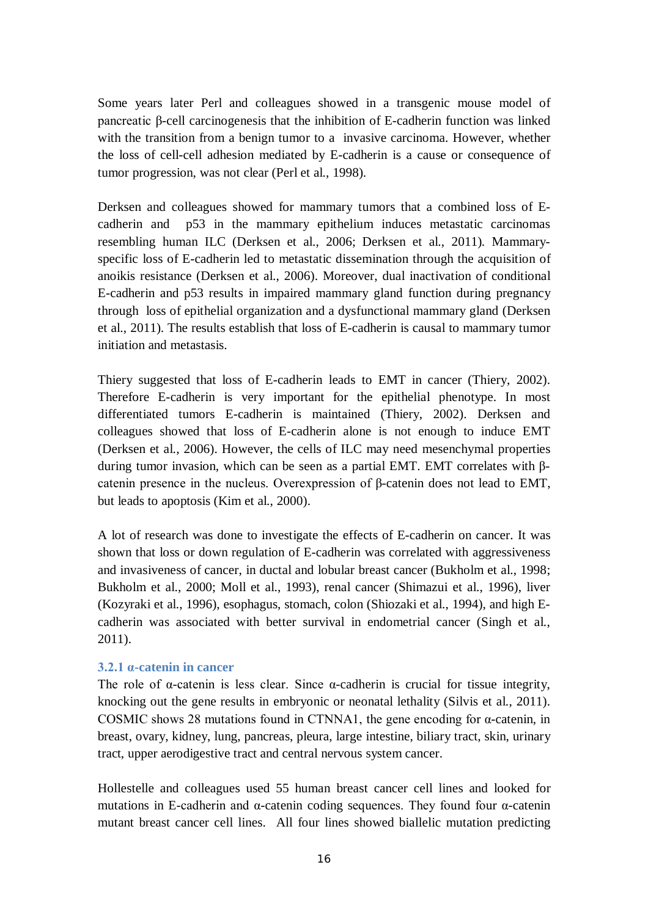Some years later Perl and colleagues showed in a transgenic mouse model of pancreatic β-cell carcinogenesis that the inhibition of E-cadherin function was linked with the transition from a benign tumor to a invasive carcinoma. However, whether the loss of cell-cell adhesion mediated by E-cadherin is a cause or consequence of tumor progression, was not clear (Perl et al., 1998).

Derksen and colleagues showed for mammary tumors that a combined loss of E-cadherin and p53 in the mammary epithelium induces metastatic carcinomas resembling human ILC (Derksen et al., 2006; Derksen et al., 2011). Mammary-specific loss of E-cadherin led to metastatic dissemination through the acquisition of anoikis resistance (Derksen et al., 2006). Moreover, dual inactivation of conditional E-cadherin and p53 results in impaired mammary gland function during pregnancy through loss of epithelial organization and a dysfunctional mammary gland (Derksen et al., 2011). The results establish that loss of E-cadherin is causal to mammary tumor initiation and metastasis.

Thiery suggested that loss of E-cadherin leads to EMT in cancer (Thiery, 2002). Therefore E-cadherin is very important for the epithelial phenotype. In most differentiated tumors E-cadherin is maintained (Thiery, 2002). Derksen and colleagues showed that loss of E-cadherin alone is not enough to induce EMT (Derksen et al., 2006). However, the cells of ILC may need mesenchymal properties during tumor invasion, which can be seen as a partial EMT. EMT correlates with β-catenin presence in the nucleus. Overexpression of β-catenin does not lead to EMT, but leads to apoptosis (Kim et al., 2000).

A lot of research was done to investigate the effects of E-cadherin on cancer. It was shown that loss or down regulation of E-cadherin was correlated with aggressiveness and invasiveness of cancer, in ductal and lobular breast cancer (Bukholm et al., 1998; Bukholm et al., 2000; Moll et al., 1993), renal cancer (Shimazui et al., 1996), liver (Kozyraki et al., 1996), esophagus, stomach, colon (Shiozaki et al., 1994), and high E-cadherin was associated with better survival in endometrial cancer (Singh et al., 2011).

### 3.2.1 α-catenin in cancer

The role of α-catenin is less clear. Since α-cadherin is crucial for tissue integrity, knocking out the gene results in embryonic or neonatal lethality (Silvis et al., 2011). COSMIC shows 28 mutations found in CTNNA1, the gene encoding for α-catenin, in breast, ovary, kidney, lung, pancreas, pleura, large intestine, biliary tract, skin, urinary tract, upper aerodigestive tract and central nervous system cancer.

Hollestelle and colleagues used 55 human breast cancer cell lines and looked for mutations in E-cadherin and α-catenin coding sequences. They found four α-catenin mutant breast cancer cell lines. All four lines showed biallelic mutation predicting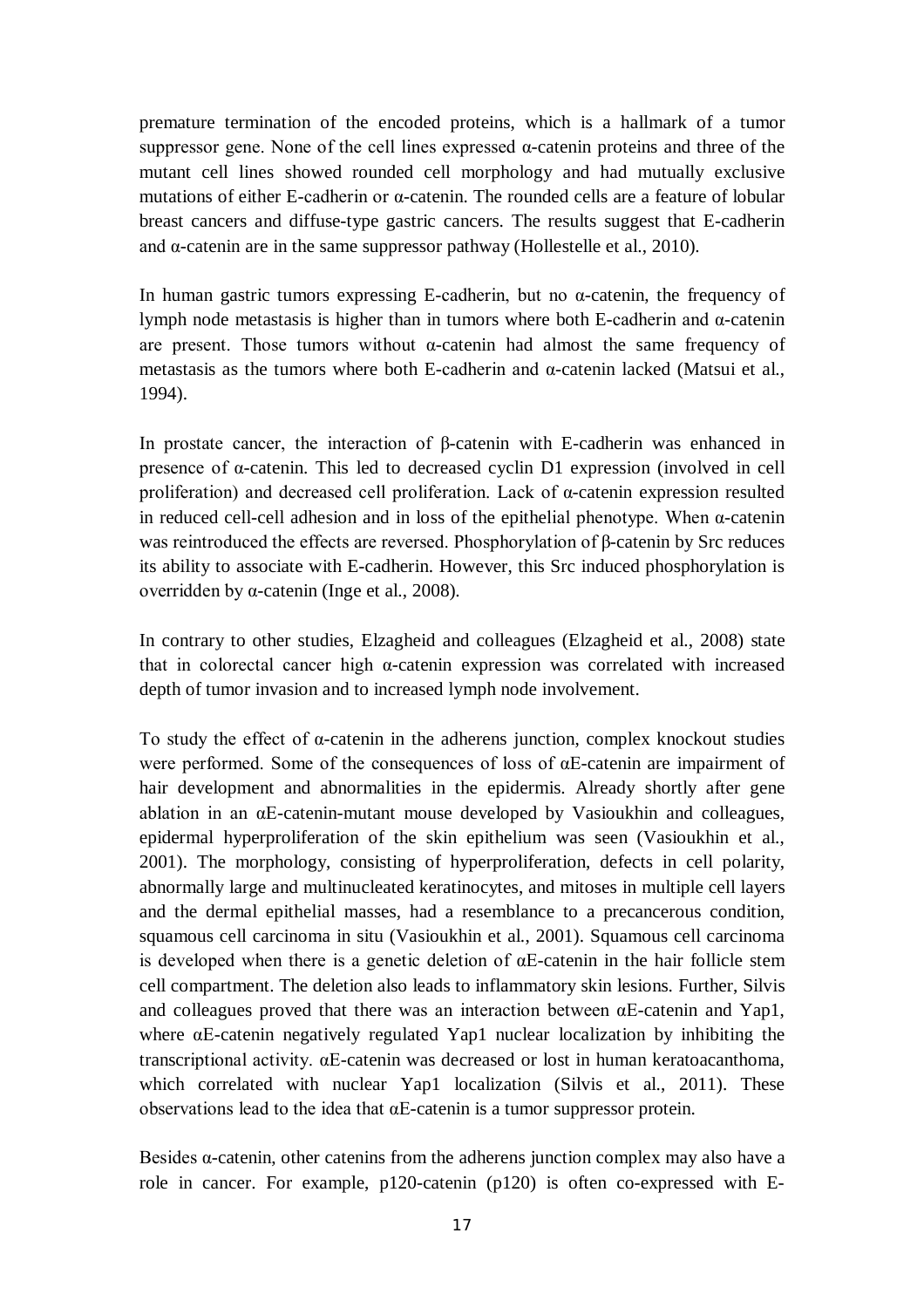premature termination of the encoded proteins, which is a hallmark of a tumor suppressor gene. None of the cell lines expressed α-catenin proteins and three of the mutant cell lines showed rounded cell morphology and had mutually exclusive mutations of either E-cadherin or α-catenin. The rounded cells are a feature of lobular breast cancers and diffuse-type gastric cancers. The results suggest that E-cadherin and α-catenin are in the same suppressor pathway (Hollestelle et al., 2010).

In human gastric tumors expressing E-cadherin, but no α-catenin, the frequency of lymph node metastasis is higher than in tumors where both E-cadherin and α-catenin are present. Those tumors without α-catenin had almost the same frequency of metastasis as the tumors where both E-cadherin and α-catenin lacked (Matsui et al., 1994).

In prostate cancer, the interaction of β-catenin with E-cadherin was enhanced in presence of α-catenin. This led to decreased cyclin D1 expression (involved in cell proliferation) and decreased cell proliferation. Lack of α-catenin expression resulted in reduced cell-cell adhesion and in loss of the epithelial phenotype. When α-catenin was reintroduced the effects are reversed. Phosphorylation of β-catenin by Src reduces its ability to associate with E-cadherin. However, this Src induced phosphorylation is overridden by α-catenin (Inge et al., 2008).

In contrary to other studies, Elzagheid and colleagues (Elzagheid et al., 2008) state that in colorectal cancer high α-catenin expression was correlated with increased depth of tumor invasion and to increased lymph node involvement.

To study the effect of α-catenin in the adherens junction, complex knockout studies were performed. Some of the consequences of loss of αE-catenin are impairment of hair development and abnormalities in the epidermis. Already shortly after gene ablation in an αE-catenin-mutant mouse developed by Vasioukhin and colleagues, epidermal hyperproliferation of the skin epithelium was seen (Vasioukhin et al., 2001). The morphology, consisting of hyperproliferation, defects in cell polarity, abnormally large and multinucleated keratinocytes, and mitoses in multiple cell layers and the dermal epithelial masses, had a resemblance to a precancerous condition, squamous cell carcinoma in situ (Vasioukhin et al., 2001). Squamous cell carcinoma is developed when there is a genetic deletion of αE-catenin in the hair follicle stem cell compartment. The deletion also leads to inflammatory skin lesions. Further, Silvis and colleagues proved that there was an interaction between αE-catenin and Yap1, where αE-catenin negatively regulated Yap1 nuclear localization by inhibiting the transcriptional activity. αE-catenin was decreased or lost in human keratoacanthoma, which correlated with nuclear Yap1 localization (Silvis et al., 2011). These observations lead to the idea that αE-catenin is a tumor suppressor protein.

Besides α-catenin, other catenins from the adherens junction complex may also have a role in cancer. For example, p120-catenin (p120) is often co-expressed with E-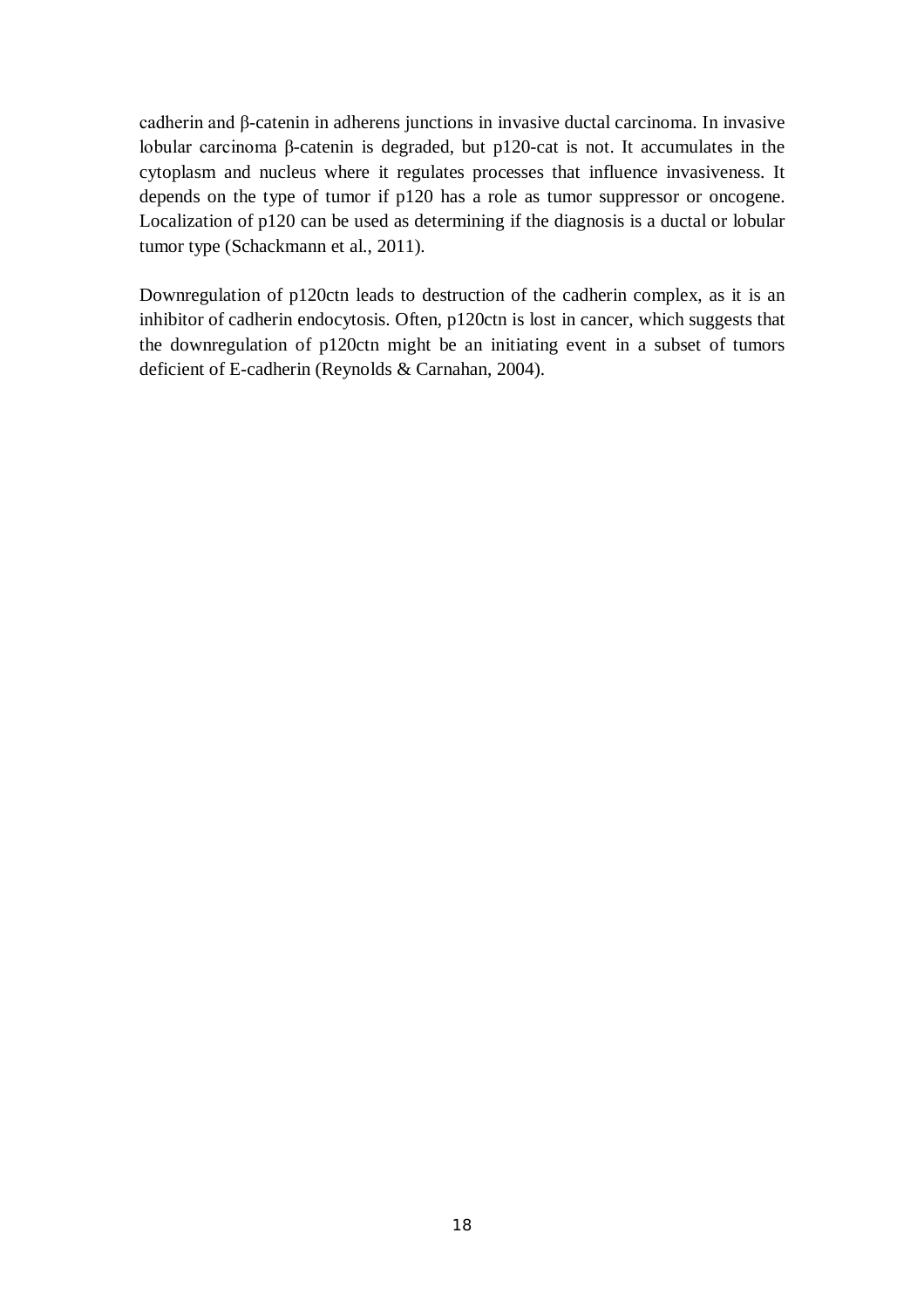cadherin and β-catenin in adherens junctions in invasive ductal carcinoma. In invasive lobular carcinoma β-catenin is degraded, but p120-cat is not. It accumulates in the cytoplasm and nucleus where it regulates processes that influence invasiveness. It depends on the type of tumor if p120 has a role as tumor suppressor or oncogene. Localization of p120 can be used as determining if the diagnosis is a ductal or lobular tumor type (Schackmann et al., 2011).

Downregulation of p120ctn leads to destruction of the cadherin complex, as it is an inhibitor of cadherin endocytosis. Often, p120ctn is lost in cancer, which suggests that the downregulation of p120ctn might be an initiating event in a subset of tumors deficient of E-cadherin (Reynolds & Carnahan, 2004).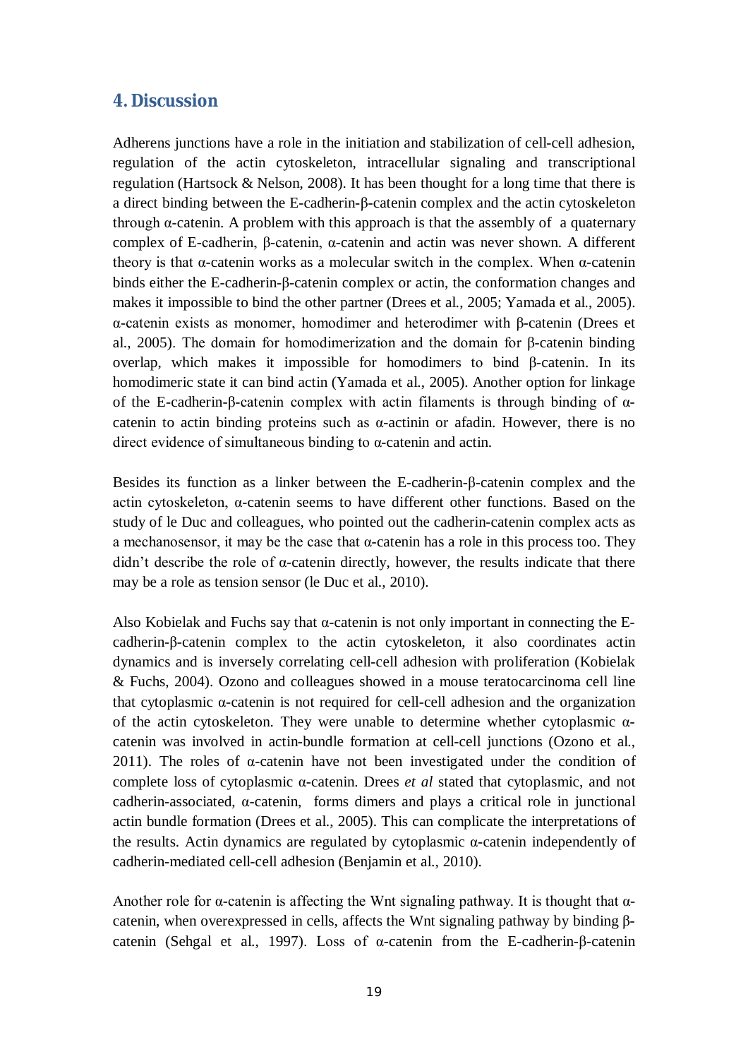## 4. Discussion

Adherens junctions have a role in the initiation and stabilization of cell-cell adhesion, regulation of the actin cytoskeleton, intracellular signaling and transcriptional regulation (Hartsock & Nelson, 2008). It has been thought for a long time that there is a direct binding between the E-cadherin-β-catenin complex and the actin cytoskeleton through α-catenin. A problem with this approach is that the assembly of a quaternary complex of E-cadherin, β-catenin, α-catenin and actin was never shown. A different theory is that α-catenin works as a molecular switch in the complex. When α-catenin binds either the E-cadherin-β-catenin complex or actin, the conformation changes and makes it impossible to bind the other partner (Drees et al., 2005; Yamada et al., 2005). α-catenin exists as monomer, homodimer and heterodimer with β-catenin (Drees et al., 2005). The domain for homodimerization and the domain for β-catenin binding overlap, which makes it impossible for homodimers to bind β-catenin. In its homodimeric state it can bind actin (Yamada et al., 2005). Another option for linkage of the E-cadherin-β-catenin complex with actin filaments is through binding of α-catenin to actin binding proteins such as α-actinin or afadin. However, there is no direct evidence of simultaneous binding to α-catenin and actin.

Besides its function as a linker between the E-cadherin-β-catenin complex and the actin cytoskeleton, α-catenin seems to have different other functions. Based on the study of le Duc and colleagues, who pointed out the cadherin-catenin complex acts as a mechanosensor, it may be the case that α-catenin has a role in this process too. They didn't describe the role of α-catenin directly, however, the results indicate that there may be a role as tension sensor (le Duc et al., 2010).

Also Kobielak and Fuchs say that α-catenin is not only important in connecting the E-cadherin-β-catenin complex to the actin cytoskeleton, it also coordinates actin dynamics and is inversely correlating cell-cell adhesion with proliferation (Kobielak & Fuchs, 2004). Ozono and colleagues showed in a mouse teratocarcinoma cell line that cytoplasmic α-catenin is not required for cell-cell adhesion and the organization of the actin cytoskeleton. They were unable to determine whether cytoplasmic α-catenin was involved in actin-bundle formation at cell-cell junctions (Ozono et al., 2011). The roles of α-catenin have not been investigated under the condition of complete loss of cytoplasmic α-catenin. Drees *et al* stated that cytoplasmic, and not cadherin-associated, α-catenin, forms dimers and plays a critical role in junctional actin bundle formation (Drees et al., 2005). This can complicate the interpretations of the results. Actin dynamics are regulated by cytoplasmic α-catenin independently of cadherin-mediated cell-cell adhesion (Benjamin et al., 2010).

Another role for α-catenin is affecting the Wnt signaling pathway. It is thought that α-catenin, when overexpressed in cells, affects the Wnt signaling pathway by binding β-catenin (Sehgal et al., 1997). Loss of α-catenin from the E-cadherin-β-catenin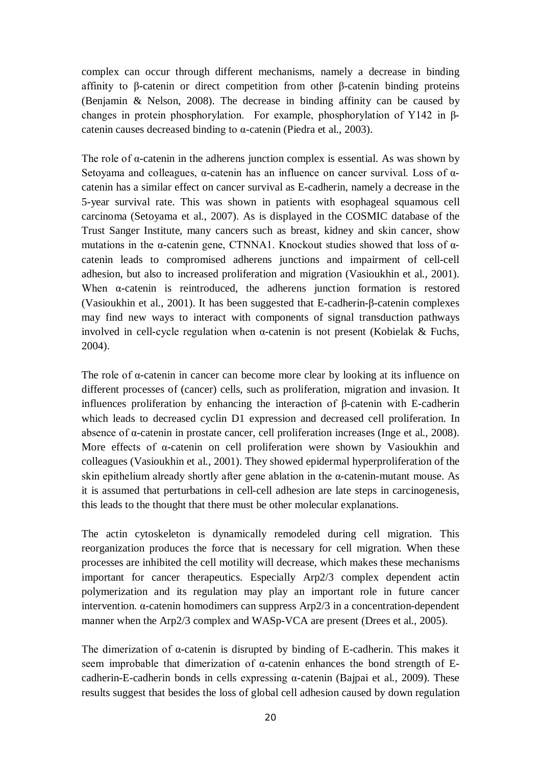complex can occur through different mechanisms, namely a decrease in binding affinity to β-catenin or direct competition from other β-catenin binding proteins (Benjamin & Nelson, 2008). The decrease in binding affinity can be caused by changes in protein phosphorylation. For example, phosphorylation of Y142 in β-catenin causes decreased binding to α-catenin (Piedra et al., 2003).

The role of α-catenin in the adherens junction complex is essential. As was shown by Setoyama and colleagues, α-catenin has an influence on cancer survival. Loss of α-catenin has a similar effect on cancer survival as E-cadherin, namely a decrease in the 5-year survival rate. This was shown in patients with esophageal squamous cell carcinoma (Setoyama et al., 2007). As is displayed in the COSMIC database of the Trust Sanger Institute, many cancers such as breast, kidney and skin cancer, show mutations in the α-catenin gene, CTNNA1. Knockout studies showed that loss of α-catenin leads to compromised adherens junctions and impairment of cell-cell adhesion, but also to increased proliferation and migration (Vasioukhin et al., 2001). When α-catenin is reintroduced, the adherens junction formation is restored (Vasioukhin et al., 2001). It has been suggested that E-cadherin-β-catenin complexes may find new ways to interact with components of signal transduction pathways involved in cell-cycle regulation when α-catenin is not present (Kobielak & Fuchs, 2004).

The role of α-catenin in cancer can become more clear by looking at its influence on different processes of (cancer) cells, such as proliferation, migration and invasion. It influences proliferation by enhancing the interaction of β-catenin with E-cadherin which leads to decreased cyclin D1 expression and decreased cell proliferation. In absence of α-catenin in prostate cancer, cell proliferation increases (Inge et al., 2008). More effects of α-catenin on cell proliferation were shown by Vasioukhin and colleagues (Vasioukhin et al., 2001). They showed epidermal hyperproliferation of the skin epithelium already shortly after gene ablation in the α-catenin-mutant mouse. As it is assumed that perturbations in cell-cell adhesion are late steps in carcinogenesis, this leads to the thought that there must be other molecular explanations.

The actin cytoskeleton is dynamically remodeled during cell migration. This reorganization produces the force that is necessary for cell migration. When these processes are inhibited the cell motility will decrease, which makes these mechanisms important for cancer therapeutics. Especially Arp2/3 complex dependent actin polymerization and its regulation may play an important role in future cancer intervention. α-catenin homodimers can suppress Arp2/3 in a concentration-dependent manner when the Arp2/3 complex and WASp-VCA are present (Drees et al., 2005).

The dimerization of α-catenin is disrupted by binding of E-cadherin. This makes it seem improbable that dimerization of α-catenin enhances the bond strength of E-cadherin-E-cadherin bonds in cells expressing α-catenin (Bajpai et al., 2009). These results suggest that besides the loss of global cell adhesion caused by down regulation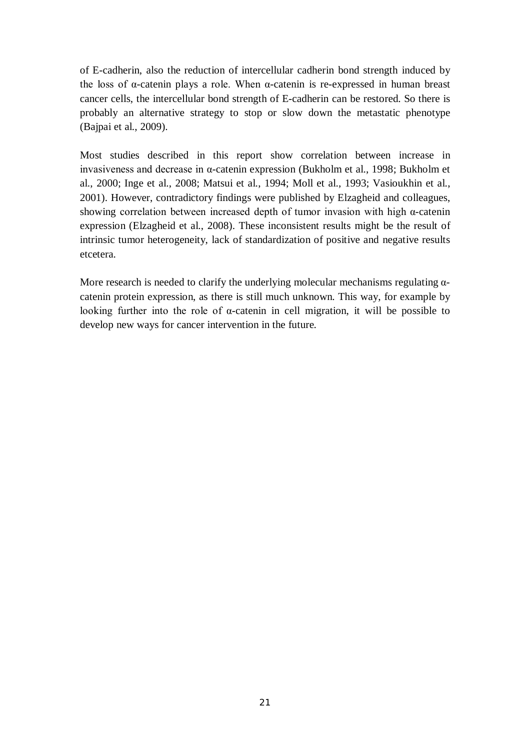of E-cadherin, also the reduction of intercellular cadherin bond strength induced by the loss of α-catenin plays a role. When α-catenin is re-expressed in human breast cancer cells, the intercellular bond strength of E-cadherin can be restored. So there is probably an alternative strategy to stop or slow down the metastatic phenotype (Bajpai et al., 2009).

Most studies described in this report show correlation between increase in invasiveness and decrease in α-catenin expression (Bukholm et al., 1998; Bukholm et al., 2000; Inge et al., 2008; Matsui et al., 1994; Moll et al., 1993; Vasioukhin et al., 2001). However, contradictory findings were published by Elzagheid and colleagues, showing correlation between increased depth of tumor invasion with high α-catenin expression (Elzagheid et al., 2008). These inconsistent results might be the result of intrinsic tumor heterogeneity, lack of standardization of positive and negative results etcetera.

More research is needed to clarify the underlying molecular mechanisms regulating α-catenin protein expression, as there is still much unknown. This way, for example by looking further into the role of α-catenin in cell migration, it will be possible to develop new ways for cancer intervention in the future.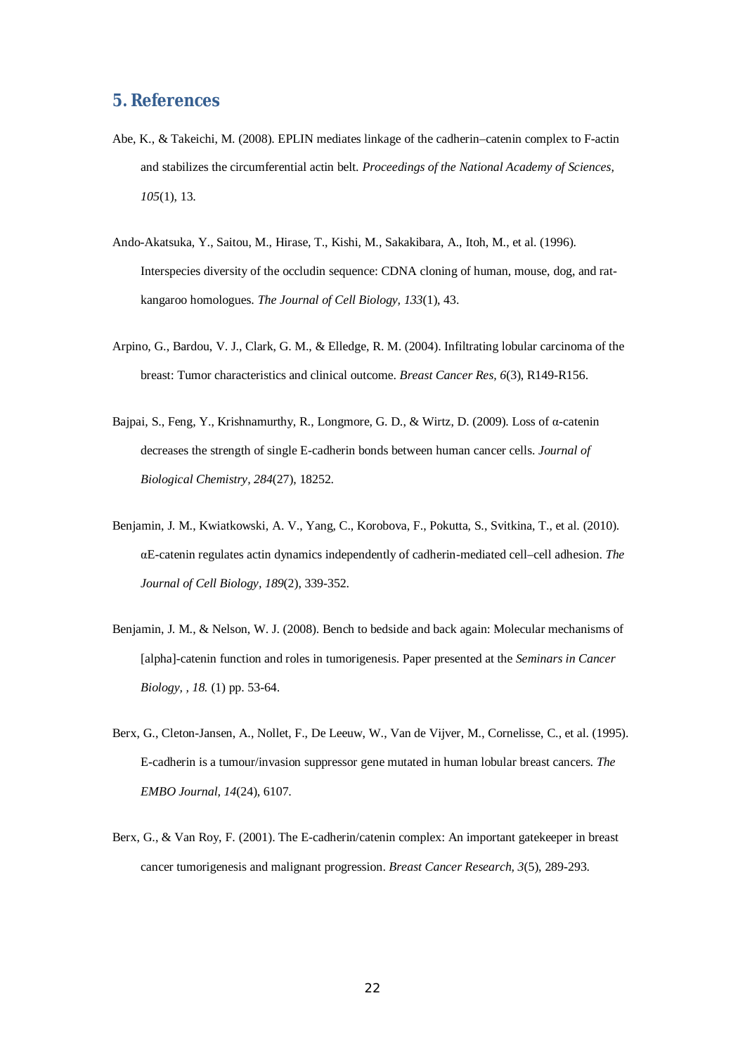## 5. References

Abe, K., & Takeichi, M. (2008). EPLIN mediates linkage of the cadherin–catenin complex to F-actin and stabilizes the circumferential actin belt. *Proceedings of the National Academy of Sciences, 105*(1), 13.

Ando-Akatsuka, Y., Saitou, M., Hirase, T., Kishi, M., Sakakibara, A., Itoh, M., et al. (1996). Interspecies diversity of the occludin sequence: CDNA cloning of human, mouse, dog, and rat-kangaroo homologues. *The Journal of Cell Biology, 133*(1), 43.

Arpino, G., Bardou, V. J., Clark, G. M., & Elledge, R. M. (2004). Infiltrating lobular carcinoma of the breast: Tumor characteristics and clinical outcome. *Breast Cancer Res, 6*(3), R149-R156.

Bajpai, S., Feng, Y., Krishnamurthy, R., Longmore, G. D., & Wirtz, D. (2009). Loss of α-catenin decreases the strength of single E-cadherin bonds between human cancer cells. *Journal of Biological Chemistry, 284*(27), 18252.

Benjamin, J. M., Kwiatkowski, A. V., Yang, C., Korobova, F., Pokutta, S., Svitkina, T., et al. (2010). αE-catenin regulates actin dynamics independently of cadherin-mediated cell–cell adhesion. *The Journal of Cell Biology, 189*(2), 339-352.

Benjamin, J. M., & Nelson, W. J. (2008). Bench to bedside and back again: Molecular mechanisms of [alpha]-catenin function and roles in tumorigenesis. Paper presented at the *Seminars in Cancer Biology, , 18.* (1) pp. 53-64.

Berx, G., Cleton-Jansen, A., Nollet, F., De Leeuw, W., Van de Vijver, M., Cornelisse, C., et al. (1995). E-cadherin is a tumour/invasion suppressor gene mutated in human lobular breast cancers. *The EMBO Journal, 14*(24), 6107.

Berx, G., & Van Roy, F. (2001). The E-cadherin/catenin complex: An important gatekeeper in breast cancer tumorigenesis and malignant progression. *Breast Cancer Research, 3*(5), 289-293.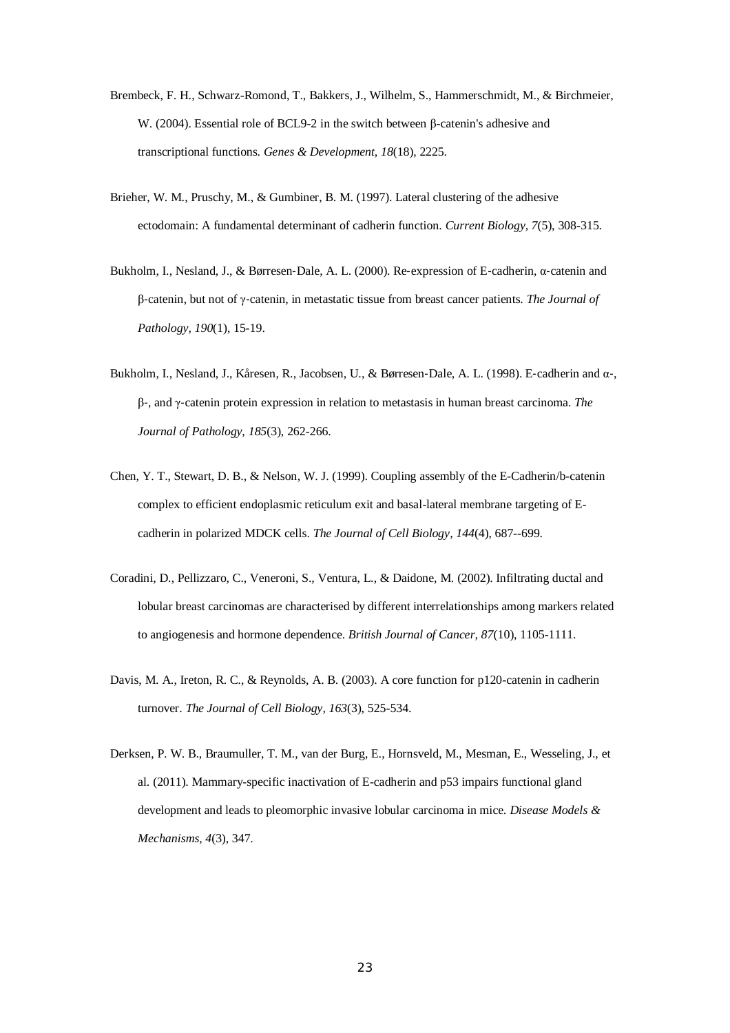Brembeck, F. H., Schwarz-Romond, T., Bakkers, J., Wilhelm, S., Hammerschmidt, M., & Birchmeier, W. (2004). Essential role of BCL9-2 in the switch between β-catenin's adhesive and transcriptional functions. *Genes & Development, 18*(18), 2225.

Brieher, W. M., Pruschy, M., & Gumbiner, B. M. (1997). Lateral clustering of the adhesive ectodomain: A fundamental determinant of cadherin function. *Current Biology, 7*(5), 308-315.

Bukholm, I., Nesland, J., & Børresen-Dale, A. L. (2000). Re-expression of E-cadherin, α-catenin and β-catenin, but not of γ-catenin, in metastatic tissue from breast cancer patients. *The Journal of Pathology, 190*(1), 15-19.

Bukholm, I., Nesland, J., Kåresen, R., Jacobsen, U., & Børresen-Dale, A. L. (1998). E-cadherin and α-, β-, and γ-catenin protein expression in relation to metastasis in human breast carcinoma. *The Journal of Pathology, 185*(3), 262-266.

Chen, Y. T., Stewart, D. B., & Nelson, W. J. (1999). Coupling assembly of the E-Cadherin/b-catenin complex to efficient endoplasmic reticulum exit and basal-lateral membrane targeting of E-cadherin in polarized MDCK cells. *The Journal of Cell Biology, 144*(4), 687--699.

Coradini, D., Pellizzaro, C., Veneroni, S., Ventura, L., & Daidone, M. (2002). Infiltrating ductal and lobular breast carcinomas are characterised by different interrelationships among markers related to angiogenesis and hormone dependence. *British Journal of Cancer, 87*(10), 1105-1111.

Davis, M. A., Ireton, R. C., & Reynolds, A. B. (2003). A core function for p120-catenin in cadherin turnover. *The Journal of Cell Biology, 163*(3), 525-534.

Derksen, P. W. B., Braumuller, T. M., van der Burg, E., Hornsveld, M., Mesman, E., Wesseling, J., et al. (2011). Mammary-specific inactivation of E-cadherin and p53 impairs functional gland development and leads to pleomorphic invasive lobular carcinoma in mice. *Disease Models & Mechanisms, 4*(3), 347.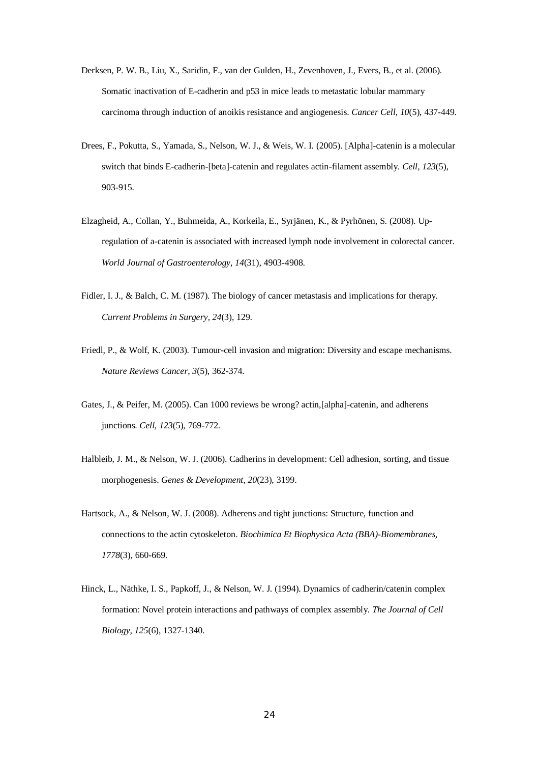Derksen, P. W. B., Liu, X., Saridin, F., van der Gulden, H., Zevenhoven, J., Evers, B., et al. (2006). Somatic inactivation of E-cadherin and p53 in mice leads to metastatic lobular mammary carcinoma through induction of anoikis resistance and angiogenesis. *Cancer Cell, 10*(5), 437-449.

Drees, F., Pokutta, S., Yamada, S., Nelson, W. J., & Weis, W. I. (2005). [Alpha]-catenin is a molecular switch that binds E-cadherin-[beta]-catenin and regulates actin-filament assembly. *Cell, 123*(5), 903-915.

Elzagheid, A., Collan, Y., Buhmeida, A., Korkeila, E., Syrjänen, K., & Pyrhönen, S. (2008). Up-regulation of a-catenin is associated with increased lymph node involvement in colorectal cancer. *World Journal of Gastroenterology, 14*(31), 4903-4908.

Fidler, I. J., & Balch, C. M. (1987). The biology of cancer metastasis and implications for therapy. *Current Problems in Surgery, 24*(3), 129.

Friedl, P., & Wolf, K. (2003). Tumour-cell invasion and migration: Diversity and escape mechanisms. *Nature Reviews Cancer, 3*(5), 362-374.

Gates, J., & Peifer, M. (2005). Can 1000 reviews be wrong? actin,[alpha]-catenin, and adherens junctions. *Cell, 123*(5), 769-772.

Halbleib, J. M., & Nelson, W. J. (2006). Cadherins in development: Cell adhesion, sorting, and tissue morphogenesis. *Genes & Development, 20*(23), 3199.

Hartsock, A., & Nelson, W. J. (2008). Adherens and tight junctions: Structure, function and connections to the actin cytoskeleton. *Biochimica Et Biophysica Acta (BBA)-Biomembranes, 1778*(3), 660-669.

Hinck, L., Näthke, I. S., Papkoff, J., & Nelson, W. J. (1994). Dynamics of cadherin/catenin complex formation: Novel protein interactions and pathways of complex assembly. *The Journal of Cell Biology, 125*(6), 1327-1340.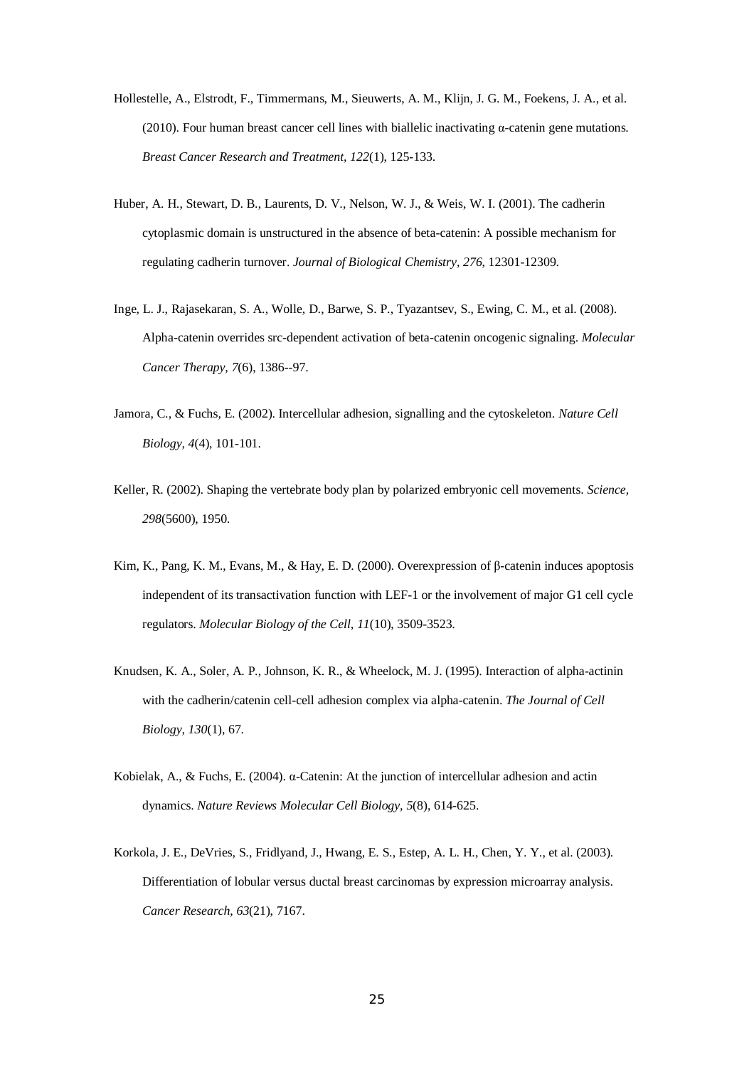Hollestelle, A., Elstrodt, F., Timmermans, M., Sieuwerts, A. M., Klijn, J. G. M., Foekens, J. A., et al. (2010). Four human breast cancer cell lines with biallelic inactivating α-catenin gene mutations. *Breast Cancer Research and Treatment, 122*(1), 125-133.

Huber, A. H., Stewart, D. B., Laurents, D. V., Nelson, W. J., & Weis, W. I. (2001). The cadherin cytoplasmic domain is unstructured in the absence of beta-catenin: A possible mechanism for regulating cadherin turnover. *Journal of Biological Chemistry, 276*, 12301-12309.

Inge, L. J., Rajasekaran, S. A., Wolle, D., Barwe, S. P., Tyazantsev, S., Ewing, C. M., et al. (2008). Alpha-catenin overrides src-dependent activation of beta-catenin oncogenic signaling. *Molecular Cancer Therapy, 7*(6), 1386--97.

Jamora, C., & Fuchs, E. (2002). Intercellular adhesion, signalling and the cytoskeleton. *Nature Cell Biology, 4*(4), 101-101.

Keller, R. (2002). Shaping the vertebrate body plan by polarized embryonic cell movements. *Science, 298*(5600), 1950.

Kim, K., Pang, K. M., Evans, M., & Hay, E. D. (2000). Overexpression of β-catenin induces apoptosis independent of its transactivation function with LEF-1 or the involvement of major G1 cell cycle regulators. *Molecular Biology of the Cell, 11*(10), 3509-3523.

Knudsen, K. A., Soler, A. P., Johnson, K. R., & Wheelock, M. J. (1995). Interaction of alpha-actinin with the cadherin/catenin cell-cell adhesion complex via alpha-catenin. *The Journal of Cell Biology, 130*(1), 67.

Kobielak, A., & Fuchs, E. (2004). α-Catenin: At the junction of intercellular adhesion and actin dynamics. *Nature Reviews Molecular Cell Biology, 5*(8), 614-625.

Korkola, J. E., DeVries, S., Fridlyand, J., Hwang, E. S., Estep, A. L. H., Chen, Y. Y., et al. (2003). Differentiation of lobular versus ductal breast carcinomas by expression microarray analysis. *Cancer Research, 63*(21), 7167.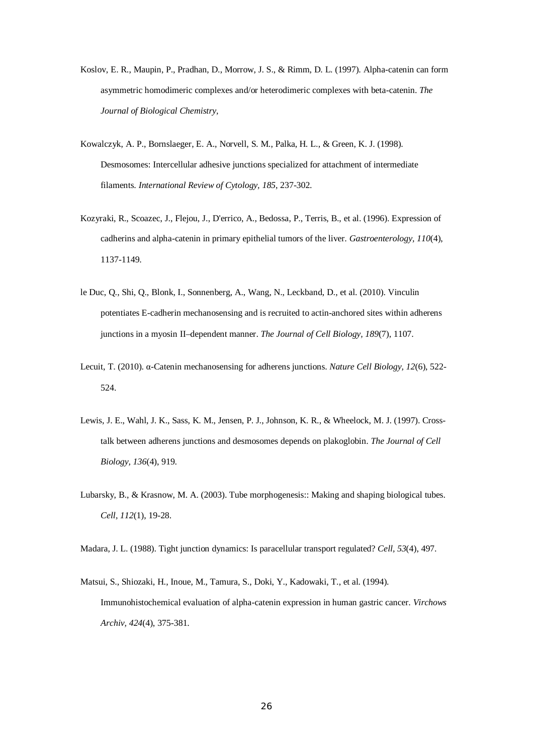Koslov, E. R., Maupin, P., Pradhan, D., Morrow, J. S., & Rimm, D. L. (1997). Alpha-catenin can form asymmetric homodimeric complexes and/or heterodimeric complexes with beta-catenin. *The Journal of Biological Chemistry,*

Kowalczyk, A. P., Bornslaeger, E. A., Norvell, S. M., Palka, H. L., & Green, K. J. (1998). Desmosomes: Intercellular adhesive junctions specialized for attachment of intermediate filaments. *International Review of Cytology, 185*, 237-302.

Kozyraki, R., Scoazec, J., Flejou, J., D'errico, A., Bedossa, P., Terris, B., et al. (1996). Expression of cadherins and alpha-catenin in primary epithelial tumors of the liver. *Gastroenterology, 110*(4), 1137-1149.

le Duc, Q., Shi, Q., Blonk, I., Sonnenberg, A., Wang, N., Leckband, D., et al. (2010). Vinculin potentiates E-cadherin mechanosensing and is recruited to actin-anchored sites within adherens junctions in a myosin II–dependent manner. *The Journal of Cell Biology, 189*(7), 1107.

Lecuit, T. (2010). α-Catenin mechanosensing for adherens junctions. *Nature Cell Biology, 12*(6), 522-524.

Lewis, J. E., Wahl, J. K., Sass, K. M., Jensen, P. J., Johnson, K. R., & Wheelock, M. J. (1997). Cross-talk between adherens junctions and desmosomes depends on plakoglobin. *The Journal of Cell Biology, 136*(4), 919.

Lubarsky, B., & Krasnow, M. A. (2003). Tube morphogenesis:: Making and shaping biological tubes. *Cell, 112*(1), 19-28.

Madara, J. L. (1988). Tight junction dynamics: Is paracellular transport regulated? *Cell, 53*(4), 497.

Matsui, S., Shiozaki, H., Inoue, M., Tamura, S., Doki, Y., Kadowaki, T., et al. (1994). Immunohistochemical evaluation of alpha-catenin expression in human gastric cancer. *Virchows Archiv, 424*(4), 375-381.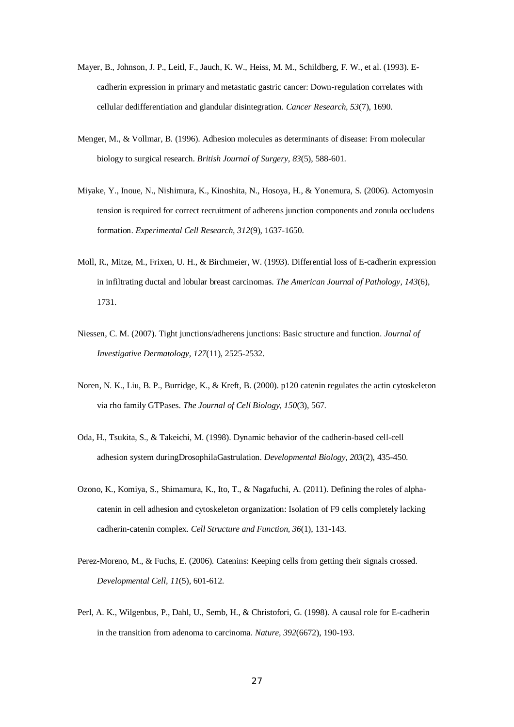Mayer, B., Johnson, J. P., Leitl, F., Jauch, K. W., Heiss, M. M., Schildberg, F. W., et al. (1993). E-cadherin expression in primary and metastatic gastric cancer: Down-regulation correlates with cellular dedifferentiation and glandular disintegration. *Cancer Research, 53*(7), 1690.

Menger, M., & Vollmar, B. (1996). Adhesion molecules as determinants of disease: From molecular biology to surgical research. *British Journal of Surgery, 83*(5), 588-601.

Miyake, Y., Inoue, N., Nishimura, K., Kinoshita, N., Hosoya, H., & Yonemura, S. (2006). Actomyosin tension is required for correct recruitment of adherens junction components and zonula occludens formation. *Experimental Cell Research, 312*(9), 1637-1650.

Moll, R., Mitze, M., Frixen, U. H., & Birchmeier, W. (1993). Differential loss of E-cadherin expression in infiltrating ductal and lobular breast carcinomas. *The American Journal of Pathology, 143*(6), 1731.

Niessen, C. M. (2007). Tight junctions/adherens junctions: Basic structure and function. *Journal of Investigative Dermatology, 127*(11), 2525-2532.

Noren, N. K., Liu, B. P., Burridge, K., & Kreft, B. (2000). p120 catenin regulates the actin cytoskeleton via rho family GTPases. *The Journal of Cell Biology, 150*(3), 567.

Oda, H., Tsukita, S., & Takeichi, M. (1998). Dynamic behavior of the cadherin-based cell-cell adhesion system duringDrosophilaGastrulation. *Developmental Biology, 203*(2), 435-450.

Ozono, K., Komiya, S., Shimamura, K., Ito, T., & Nagafuchi, A. (2011). Defining the roles of alpha-catenin in cell adhesion and cytoskeleton organization: Isolation of F9 cells completely lacking cadherin-catenin complex. *Cell Structure and Function, 36*(1), 131-143.

Perez-Moreno, M., & Fuchs, E. (2006). Catenins: Keeping cells from getting their signals crossed. *Developmental Cell, 11*(5), 601-612.

Perl, A. K., Wilgenbus, P., Dahl, U., Semb, H., & Christofori, G. (1998). A causal role for E-cadherin in the transition from adenoma to carcinoma. *Nature, 392*(6672), 190-193.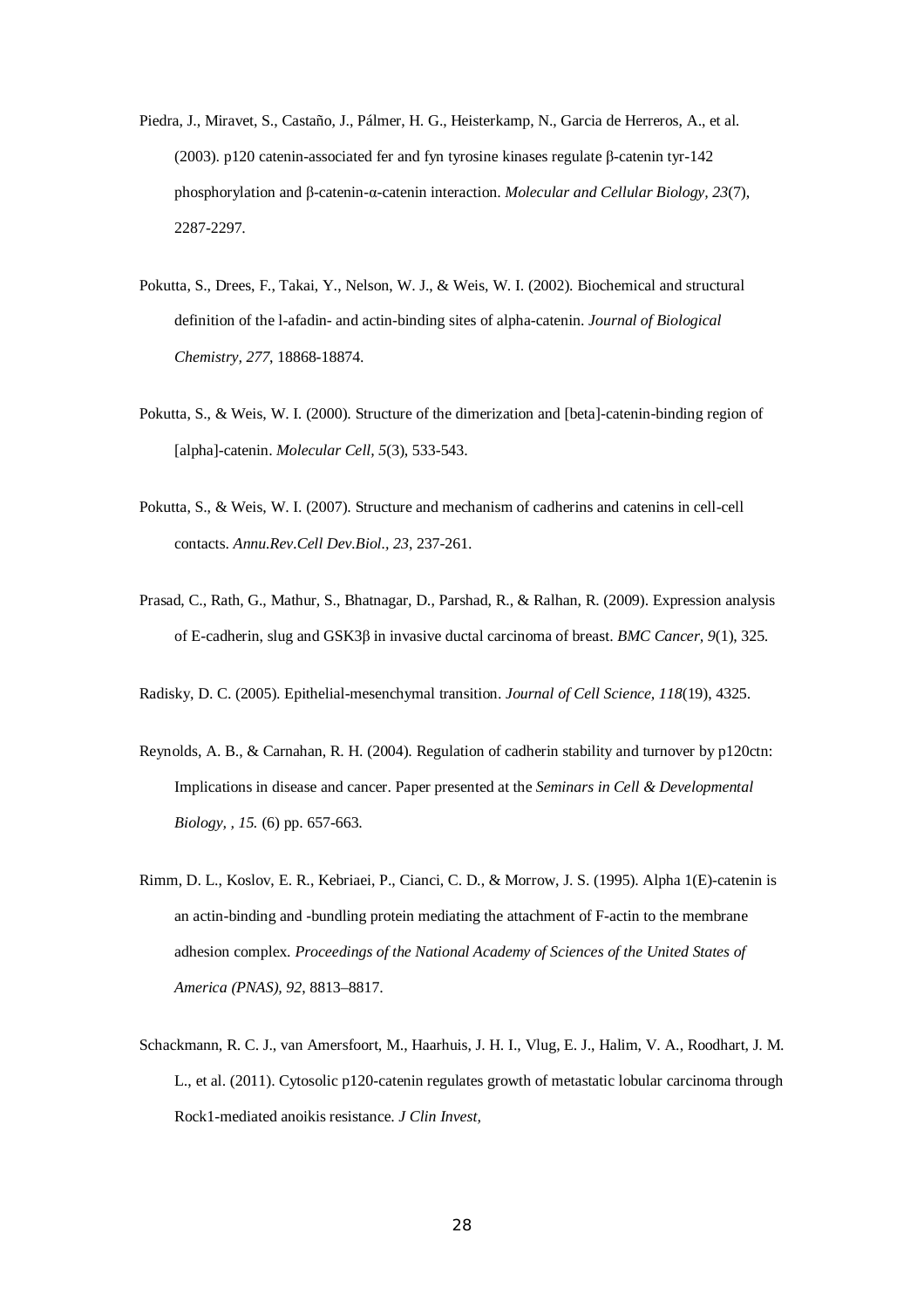Piedra, J., Miravet, S., Castaño, J., Pálmer, H. G., Heisterkamp, N., Garcia de Herreros, A., et al. (2003). p120 catenin-associated fer and fyn tyrosine kinases regulate β-catenin tyr-142 phosphorylation and β-catenin-α-catenin interaction. *Molecular and Cellular Biology, 23*(7), 2287-2297.

Pokutta, S., Drees, F., Takai, Y., Nelson, W. J., & Weis, W. I. (2002). Biochemical and structural definition of the l-afadin- and actin-binding sites of alpha-catenin. *Journal of Biological Chemistry, 277*, 18868-18874.

Pokutta, S., & Weis, W. I. (2000). Structure of the dimerization and [beta]-catenin-binding region of [alpha]-catenin. *Molecular Cell, 5*(3), 533-543.

Pokutta, S., & Weis, W. I. (2007). Structure and mechanism of cadherins and catenins in cell-cell contacts. *Annu.Rev.Cell Dev.Biol., 23*, 237-261.

Prasad, C., Rath, G., Mathur, S., Bhatnagar, D., Parshad, R., & Ralhan, R. (2009). Expression analysis of E-cadherin, slug and GSK3β in invasive ductal carcinoma of breast. *BMC Cancer, 9*(1), 325.

Radisky, D. C. (2005). Epithelial-mesenchymal transition. *Journal of Cell Science, 118*(19), 4325.

Reynolds, A. B., & Carnahan, R. H. (2004). Regulation of cadherin stability and turnover by p120ctn: Implications in disease and cancer. Paper presented at the *Seminars in Cell & Developmental Biology, , 15.* (6) pp. 657-663.

Rimm, D. L., Koslov, E. R., Kebriaei, P., Cianci, C. D., & Morrow, J. S. (1995). Alpha 1(E)-catenin is an actin-binding and -bundling protein mediating the attachment of F-actin to the membrane adhesion complex. *Proceedings of the National Academy of Sciences of the United States of America (PNAS), 92*, 8813–8817.

Schackmann, R. C. J., van Amersfoort, M., Haarhuis, J. H. I., Vlug, E. J., Halim, V. A., Roodhart, J. M. L., et al. (2011). Cytosolic p120-catenin regulates growth of metastatic lobular carcinoma through Rock1-mediated anoikis resistance. *J Clin Invest,*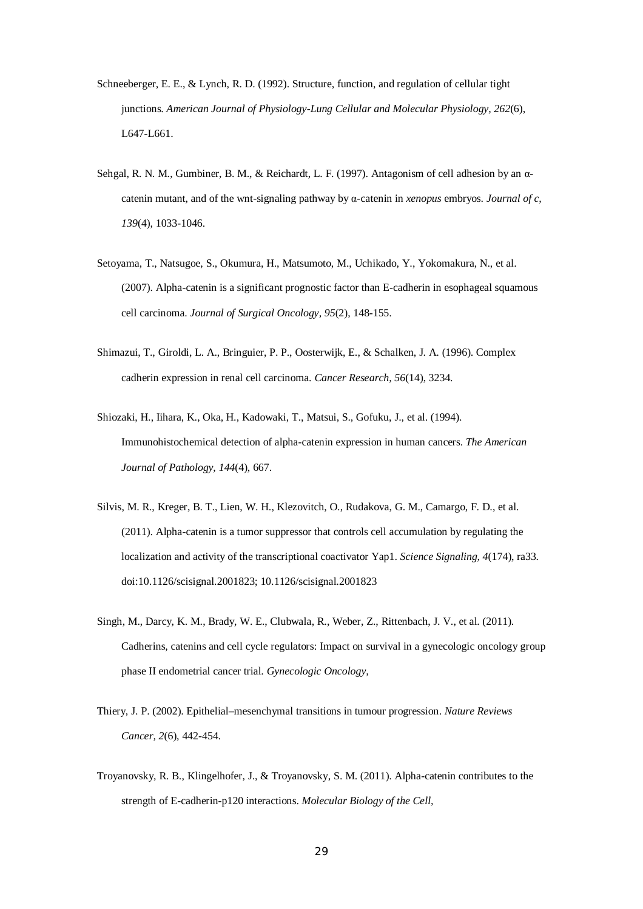Schneeberger, E. E., & Lynch, R. D. (1992). Structure, function, and regulation of cellular tight junctions. *American Journal of Physiology-Lung Cellular and Molecular Physiology, 262*(6), L647-L661.

Sehgal, R. N. M., Gumbiner, B. M., & Reichardt, L. F. (1997). Antagonism of cell adhesion by an α-catenin mutant, and of the wnt-signaling pathway by α-catenin in *xenopus* embryos. *Journal of c, 139*(4), 1033-1046.

Setoyama, T., Natsugoe, S., Okumura, H., Matsumoto, M., Uchikado, Y., Yokomakura, N., et al. (2007). Alpha-catenin is a significant prognostic factor than E-cadherin in esophageal squamous cell carcinoma. *Journal of Surgical Oncology, 95*(2), 148-155.

Shimazui, T., Giroldi, L. A., Bringuier, P. P., Oosterwijk, E., & Schalken, J. A. (1996). Complex cadherin expression in renal cell carcinoma. *Cancer Research, 56*(14), 3234.

Shiozaki, H., Iihara, K., Oka, H., Kadowaki, T., Matsui, S., Gofuku, J., et al. (1994). Immunohistochemical detection of alpha-catenin expression in human cancers. *The American Journal of Pathology, 144*(4), 667.

Silvis, M. R., Kreger, B. T., Lien, W. H., Klezovitch, O., Rudakova, G. M., Camargo, F. D., et al. (2011). Alpha-catenin is a tumor suppressor that controls cell accumulation by regulating the localization and activity of the transcriptional coactivator Yap1. *Science Signaling, 4*(174), ra33. doi:10.1126/scisignal.2001823; 10.1126/scisignal.2001823

Singh, M., Darcy, K. M., Brady, W. E., Clubwala, R., Weber, Z., Rittenbach, J. V., et al. (2011). Cadherins, catenins and cell cycle regulators: Impact on survival in a gynecologic oncology group phase II endometrial cancer trial. *Gynecologic Oncology,*

Thiery, J. P. (2002). Epithelial–mesenchymal transitions in tumour progression. *Nature Reviews Cancer, 2*(6), 442-454.

Troyanovsky, R. B., Klingelhofer, J., & Troyanovsky, S. M. (2011). Alpha-catenin contributes to the strength of E-cadherin-p120 interactions. *Molecular Biology of the Cell,*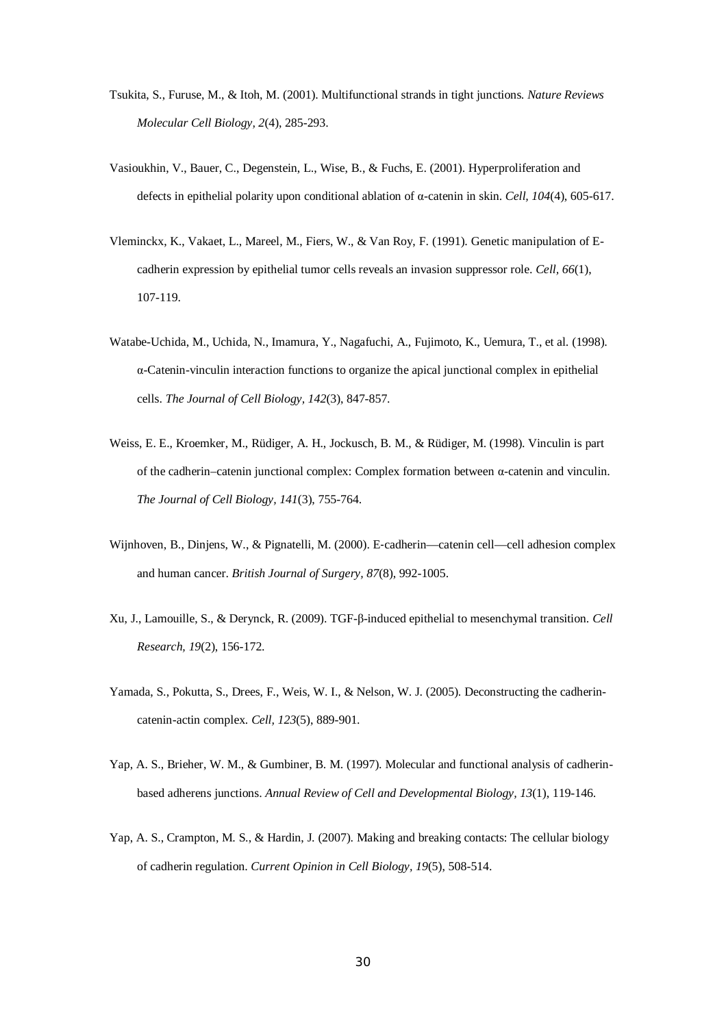Tsukita, S., Furuse, M., & Itoh, M. (2001). Multifunctional strands in tight junctions. *Nature Reviews Molecular Cell Biology, 2*(4), 285-293.

Vasioukhin, V., Bauer, C., Degenstein, L., Wise, B., & Fuchs, E. (2001). Hyperproliferation and defects in epithelial polarity upon conditional ablation of α-catenin in skin. *Cell, 104*(4), 605-617.

Vleminckx, K., Vakaet, L., Mareel, M., Fiers, W., & Van Roy, F. (1991). Genetic manipulation of E-cadherin expression by epithelial tumor cells reveals an invasion suppressor role. *Cell, 66*(1), 107-119.

Watabe-Uchida, M., Uchida, N., Imamura, Y., Nagafuchi, A., Fujimoto, K., Uemura, T., et al. (1998). α-Catenin-vinculin interaction functions to organize the apical junctional complex in epithelial cells. *The Journal of Cell Biology, 142*(3), 847-857.

Weiss, E. E., Kroemker, M., Rüdiger, A. H., Jockusch, B. M., & Rüdiger, M. (1998). Vinculin is part of the cadherin–catenin junctional complex: Complex formation between α-catenin and vinculin. *The Journal of Cell Biology, 141*(3), 755-764.

Wijnhoven, B., Dinjens, W., & Pignatelli, M. (2000). E-cadherin—catenin cell—cell adhesion complex and human cancer. *British Journal of Surgery, 87*(8), 992-1005.

Xu, J., Lamouille, S., & Derynck, R. (2009). TGF-β-induced epithelial to mesenchymal transition. *Cell Research, 19*(2), 156-172.

Yamada, S., Pokutta, S., Drees, F., Weis, W. I., & Nelson, W. J. (2005). Deconstructing the cadherin-catenin-actin complex. *Cell, 123*(5), 889-901.

Yap, A. S., Brieher, W. M., & Gumbiner, B. M. (1997). Molecular and functional analysis of cadherin-based adherens junctions. *Annual Review of Cell and Developmental Biology, 13*(1), 119-146.

Yap, A. S., Crampton, M. S., & Hardin, J. (2007). Making and breaking contacts: The cellular biology of cadherin regulation. *Current Opinion in Cell Biology, 19*(5), 508-514.